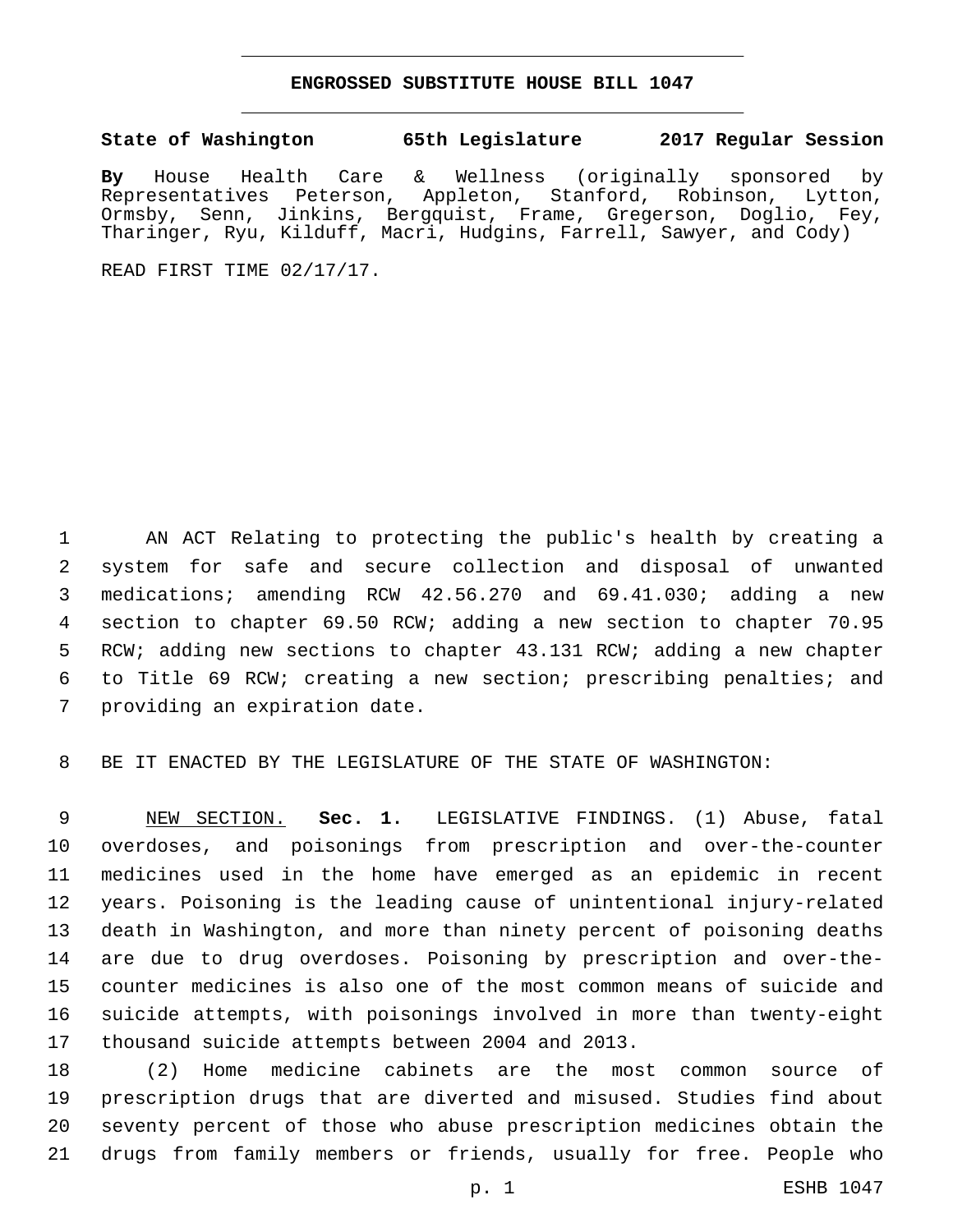# ENGROSSED SUBSTITUTE HOUSE BILL 1047

**State of Washington 65th Legislature 2017 Regular Session**

**By** House Health Care & Wellness (originally sponsored by Representatives Peterson, Appleton, Stanford, Robinson, Lytton, Ormsby, Senn, Jinkins, Bergquist, Frame, Gregerson, Doglio, Fey, Tharinger, Ryu, Kilduff, Macri, Hudgins, Farrell, Sawyer, and Cody)

READ FIRST TIME 02/17/17.

AN ACT Relating to protecting the public's health by creating a system for safe and secure collection and disposal of unwanted medications; amending RCW 42.56.270 and 69.41.030; adding a new section to chapter 69.50 RCW; adding a new section to chapter 70.95 RCW; adding new sections to chapter 43.131 RCW; adding a new chapter to Title 69 RCW; creating a new section; prescribing penalties; and providing an expiration date.

BE IT ENACTED BY THE LEGISLATURE OF THE STATE OF WASHINGTON:

NEW SECTION. **Sec. 1.** LEGISLATIVE FINDINGS. (1) Abuse, fatal overdoses, and poisonings from prescription and over-the-counter medicines used in the home have emerged as an epidemic in recent years. Poisoning is the leading cause of unintentional injury-related death in Washington, and more than ninety percent of poisoning deaths are due to drug overdoses. Poisoning by prescription and over-the-counter medicines is also one of the most common means of suicide and suicide attempts, with poisonings involved in more than twenty-eight thousand suicide attempts between 2004 and 2013.

(2) Home medicine cabinets are the most common source of prescription drugs that are diverted and misused. Studies find about seventy percent of those who abuse prescription medicines obtain the drugs from family members or friends, usually for free. People who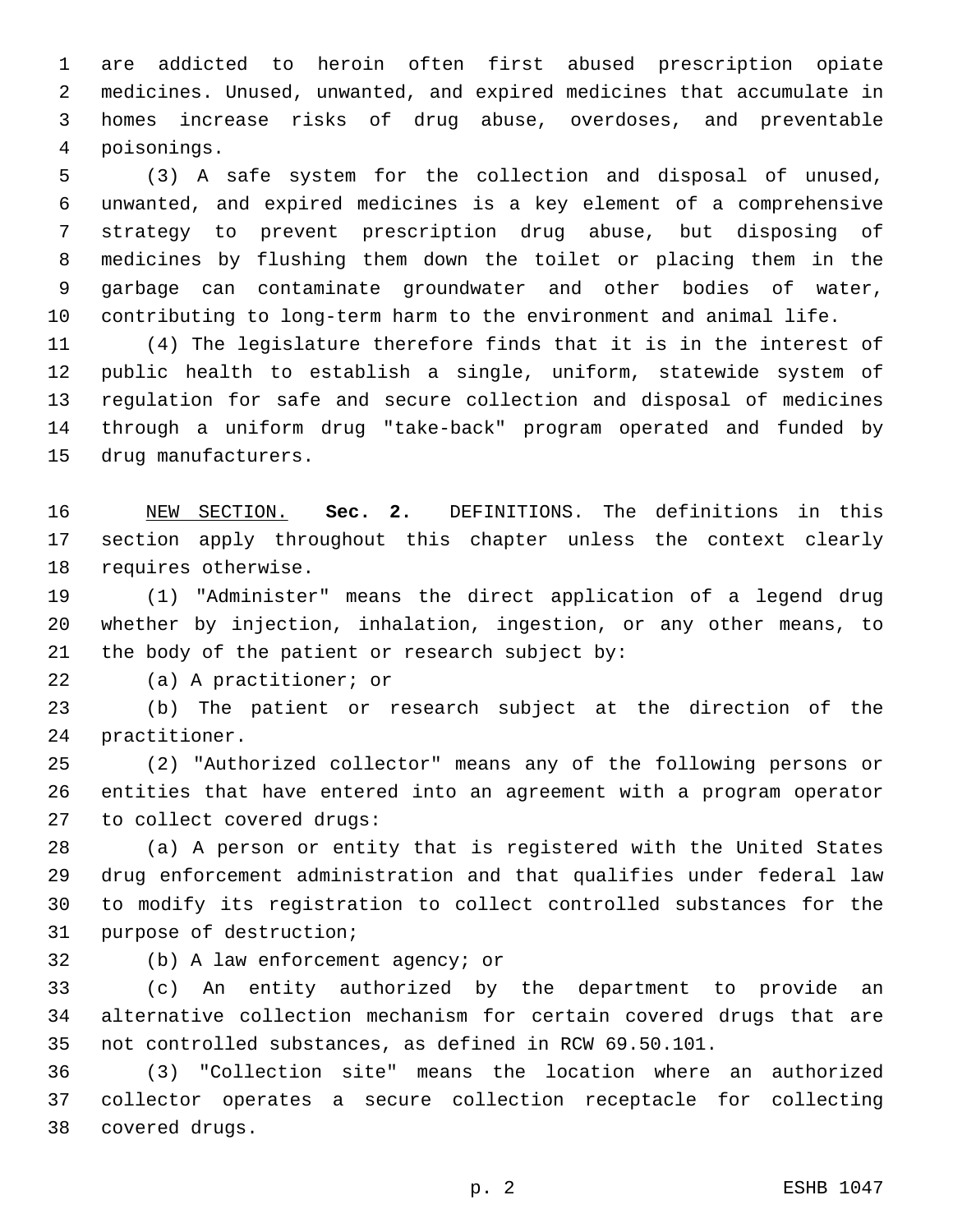are addicted to heroin often first abused prescription opiate medicines. Unused, unwanted, and expired medicines that accumulate in homes increase risks of drug abuse, overdoses, and preventable poisonings.

(3) A safe system for the collection and disposal of unused, unwanted, and expired medicines is a key element of a comprehensive strategy to prevent prescription drug abuse, but disposing of medicines by flushing them down the toilet or placing them in the garbage can contaminate groundwater and other bodies of water, contributing to long-term harm to the environment and animal life.

(4) The legislature therefore finds that it is in the interest of public health to establish a single, uniform, statewide system of regulation for safe and secure collection and disposal of medicines through a uniform drug "take-back" program operated and funded by drug manufacturers.

NEW SECTION. **Sec. 2.** DEFINITIONS. The definitions in this section apply throughout this chapter unless the context clearly requires otherwise.

(1) "Administer" means the direct application of a legend drug whether by injection, inhalation, ingestion, or any other means, to the body of the patient or research subject by:

(a) A practitioner; or

(b) The patient or research subject at the direction of the practitioner.

(2) "Authorized collector" means any of the following persons or entities that have entered into an agreement with a program operator to collect covered drugs:

(a) A person or entity that is registered with the United States drug enforcement administration and that qualifies under federal law to modify its registration to collect controlled substances for the purpose of destruction;

(b) A law enforcement agency; or

(c) An entity authorized by the department to provide an alternative collection mechanism for certain covered drugs that are not controlled substances, as defined in RCW 69.50.101.

(3) "Collection site" means the location where an authorized collector operates a secure collection receptacle for collecting covered drugs.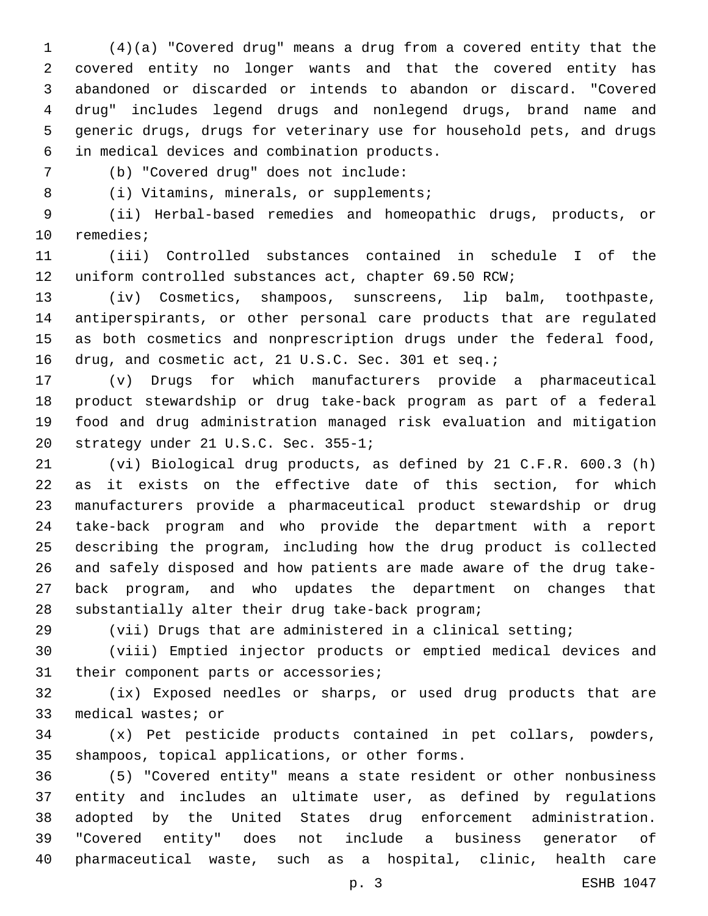(4)(a) "Covered drug" means a drug from a covered entity that the covered entity no longer wants and that the covered entity has abandoned or discarded or intends to abandon or discard. "Covered drug" includes legend drugs and nonlegend drugs, brand name and generic drugs, drugs for veterinary use for household pets, and drugs in medical devices and combination products.

(b) "Covered drug" does not include:

(i) Vitamins, minerals, or supplements;

(ii) Herbal-based remedies and homeopathic drugs, products, or remedies;

(iii) Controlled substances contained in schedule I of the uniform controlled substances act, chapter 69.50 RCW;

(iv) Cosmetics, shampoos, sunscreens, lip balm, toothpaste, antiperspirants, or other personal care products that are regulated as both cosmetics and nonprescription drugs under the federal food, drug, and cosmetic act, 21 U.S.C. Sec. 301 et seq.;

(v) Drugs for which manufacturers provide a pharmaceutical product stewardship or drug take-back program as part of a federal food and drug administration managed risk evaluation and mitigation strategy under 21 U.S.C. Sec. 355-1;

(vi) Biological drug products, as defined by 21 C.F.R. 600.3 (h) as it exists on the effective date of this section, for which manufacturers provide a pharmaceutical product stewardship or drug take-back program and who provide the department with a report describing the program, including how the drug product is collected and safely disposed and how patients are made aware of the drug take-back program, and who updates the department on changes that substantially alter their drug take-back program;

(vii) Drugs that are administered in a clinical setting;

(viii) Emptied injector products or emptied medical devices and their component parts or accessories;

(ix) Exposed needles or sharps, or used drug products that are medical wastes; or

(x) Pet pesticide products contained in pet collars, powders, shampoos, topical applications, or other forms.

(5) "Covered entity" means a state resident or other nonbusiness entity and includes an ultimate user, as defined by regulations adopted by the United States drug enforcement administration. "Covered entity" does not include a business generator of pharmaceutical waste, such as a hospital, clinic, health care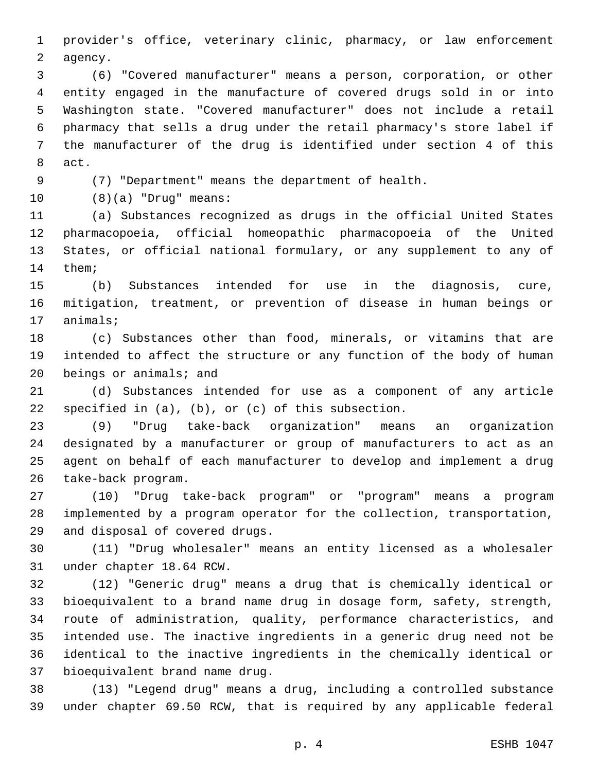provider's office, veterinary clinic, pharmacy, or law enforcement agency.

(6) "Covered manufacturer" means a person, corporation, or other entity engaged in the manufacture of covered drugs sold in or into Washington state. "Covered manufacturer" does not include a retail pharmacy that sells a drug under the retail pharmacy's store label if the manufacturer of the drug is identified under section 4 of this act.

(7) "Department" means the department of health.

(8)(a) "Drug" means:

(a) Substances recognized as drugs in the official United States pharmacopoeia, official homeopathic pharmacopoeia of the United States, or official national formulary, or any supplement to any of them;

(b) Substances intended for use in the diagnosis, cure, mitigation, treatment, or prevention of disease in human beings or animals;

(c) Substances other than food, minerals, or vitamins that are intended to affect the structure or any function of the body of human beings or animals; and

(d) Substances intended for use as a component of any article specified in (a), (b), or (c) of this subsection.

(9) "Drug take-back organization" means an organization designated by a manufacturer or group of manufacturers to act as an agent on behalf of each manufacturer to develop and implement a drug take-back program.

(10) "Drug take-back program" or "program" means a program implemented by a program operator for the collection, transportation, and disposal of covered drugs.

(11) "Drug wholesaler" means an entity licensed as a wholesaler under chapter 18.64 RCW.

(12) "Generic drug" means a drug that is chemically identical or bioequivalent to a brand name drug in dosage form, safety, strength, route of administration, quality, performance characteristics, and intended use. The inactive ingredients in a generic drug need not be identical to the inactive ingredients in the chemically identical or bioequivalent brand name drug.

(13) "Legend drug" means a drug, including a controlled substance under chapter 69.50 RCW, that is required by any applicable federal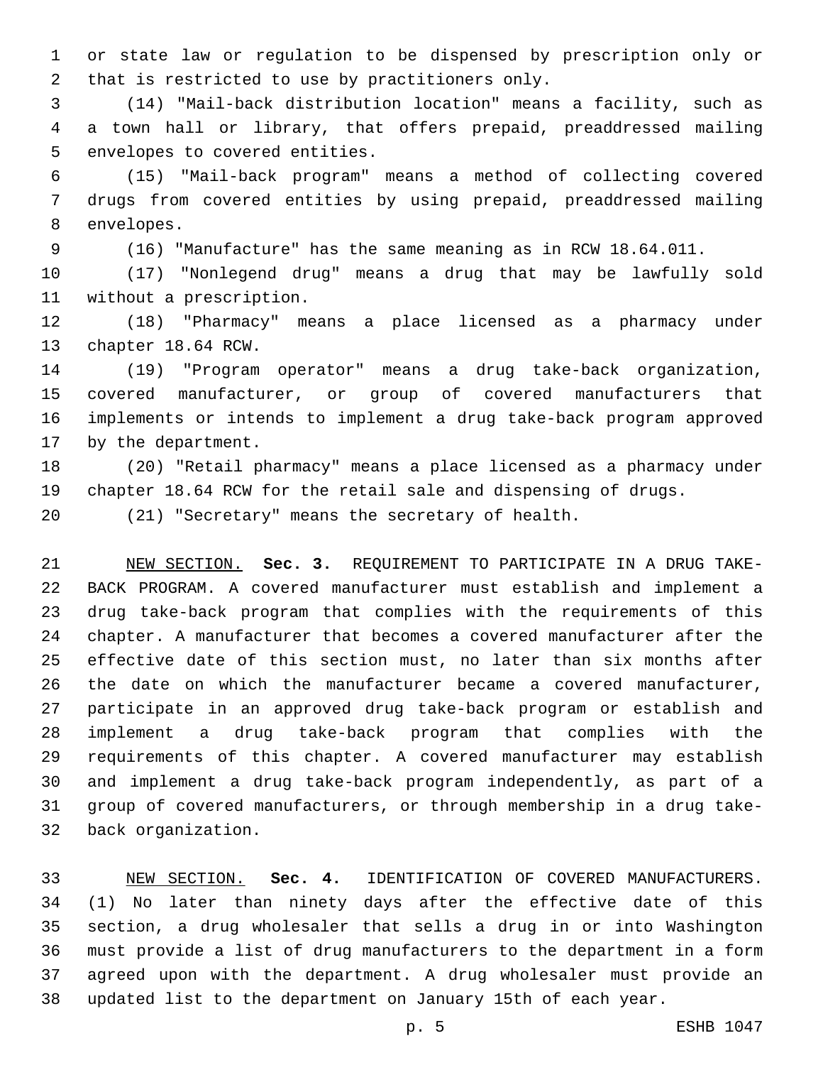or state law or regulation to be dispensed by prescription only or that is restricted to use by practitioners only.

(14) "Mail-back distribution location" means a facility, such as a town hall or library, that offers prepaid, preaddressed mailing envelopes to covered entities.

(15) "Mail-back program" means a method of collecting covered drugs from covered entities by using prepaid, preaddressed mailing envelopes.

(16) "Manufacture" has the same meaning as in RCW 18.64.011.

(17) "Nonlegend drug" means a drug that may be lawfully sold without a prescription.

(18) "Pharmacy" means a place licensed as a pharmacy under chapter 18.64 RCW.

(19) "Program operator" means a drug take-back organization, covered manufacturer, or group of covered manufacturers that implements or intends to implement a drug take-back program approved by the department.

(20) "Retail pharmacy" means a place licensed as a pharmacy under chapter 18.64 RCW for the retail sale and dispensing of drugs.

(21) "Secretary" means the secretary of health.

NEW SECTION. **Sec. 3.** REQUIREMENT TO PARTICIPATE IN A DRUG TAKE-BACK PROGRAM. A covered manufacturer must establish and implement a drug take-back program that complies with the requirements of this chapter. A manufacturer that becomes a covered manufacturer after the effective date of this section must, no later than six months after the date on which the manufacturer became a covered manufacturer, participate in an approved drug take-back program or establish and implement a drug take-back program that complies with the requirements of this chapter. A covered manufacturer may establish and implement a drug take-back program independently, as part of a group of covered manufacturers, or through membership in a drug take-back organization.

NEW SECTION. **Sec. 4.** IDENTIFICATION OF COVERED MANUFACTURERS. (1) No later than ninety days after the effective date of this section, a drug wholesaler that sells a drug in or into Washington must provide a list of drug manufacturers to the department in a form agreed upon with the department. A drug wholesaler must provide an updated list to the department on January 15th of each year.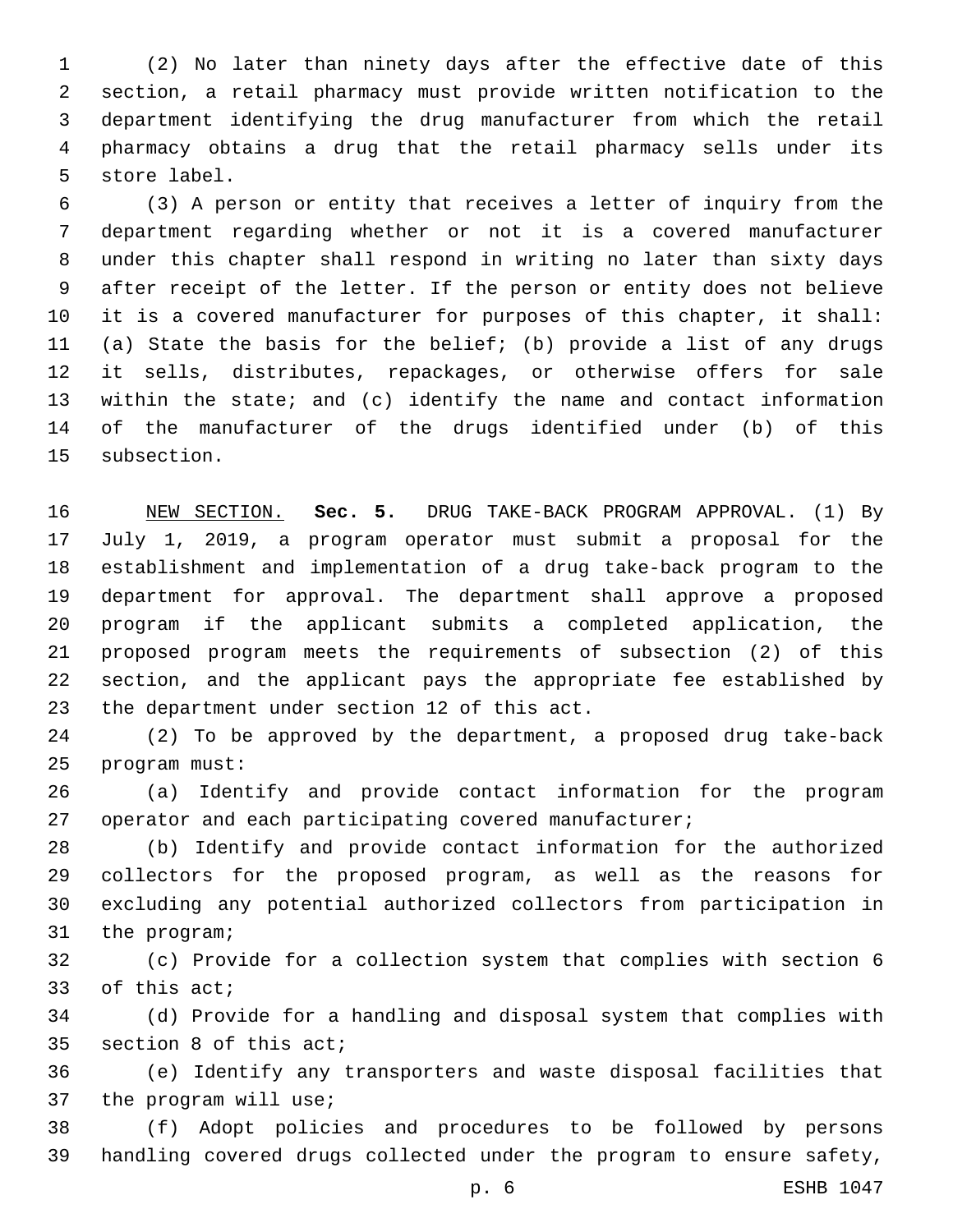(2) No later than ninety days after the effective date of this section, a retail pharmacy must provide written notification to the department identifying the drug manufacturer from which the retail pharmacy obtains a drug that the retail pharmacy sells under its store label.

(3) A person or entity that receives a letter of inquiry from the department regarding whether or not it is a covered manufacturer under this chapter shall respond in writing no later than sixty days after receipt of the letter. If the person or entity does not believe it is a covered manufacturer for purposes of this chapter, it shall: (a) State the basis for the belief; (b) provide a list of any drugs it sells, distributes, repackages, or otherwise offers for sale within the state; and (c) identify the name and contact information of the manufacturer of the drugs identified under (b) of this subsection.

NEW SECTION. **Sec. 5.** DRUG TAKE-BACK PROGRAM APPROVAL. (1) By July 1, 2019, a program operator must submit a proposal for the establishment and implementation of a drug take-back program to the department for approval. The department shall approve a proposed program if the applicant submits a completed application, the proposed program meets the requirements of subsection (2) of this section, and the applicant pays the appropriate fee established by the department under section 12 of this act.

(2) To be approved by the department, a proposed drug take-back program must:

(a) Identify and provide contact information for the program operator and each participating covered manufacturer;

(b) Identify and provide contact information for the authorized collectors for the proposed program, as well as the reasons for excluding any potential authorized collectors from participation in the program;

(c) Provide for a collection system that complies with section 6 of this act;

(d) Provide for a handling and disposal system that complies with section 8 of this act;

(e) Identify any transporters and waste disposal facilities that the program will use;

(f) Adopt policies and procedures to be followed by persons handling covered drugs collected under the program to ensure safety,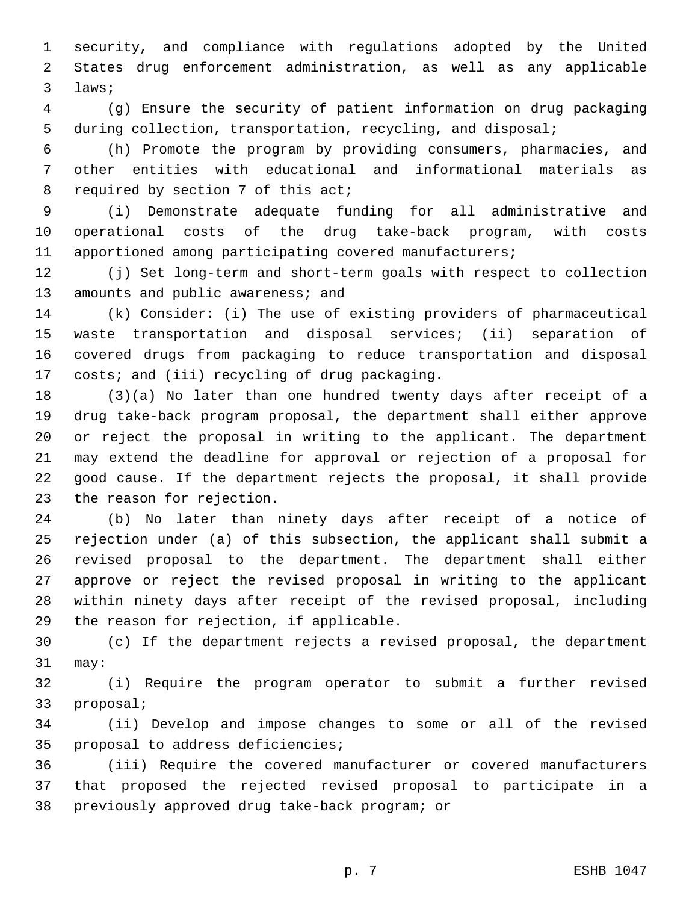security, and compliance with regulations adopted by the United States drug enforcement administration, as well as any applicable laws;

(g) Ensure the security of patient information on drug packaging during collection, transportation, recycling, and disposal;

(h) Promote the program by providing consumers, pharmacies, and other entities with educational and informational materials as required by section 7 of this act;

(i) Demonstrate adequate funding for all administrative and operational costs of the drug take-back program, with costs apportioned among participating covered manufacturers;

(j) Set long-term and short-term goals with respect to collection amounts and public awareness; and

(k) Consider: (i) The use of existing providers of pharmaceutical waste transportation and disposal services; (ii) separation of covered drugs from packaging to reduce transportation and disposal costs; and (iii) recycling of drug packaging.

(3)(a) No later than one hundred twenty days after receipt of a drug take-back program proposal, the department shall either approve or reject the proposal in writing to the applicant. The department may extend the deadline for approval or rejection of a proposal for good cause. If the department rejects the proposal, it shall provide the reason for rejection.

(b) No later than ninety days after receipt of a notice of rejection under (a) of this subsection, the applicant shall submit a revised proposal to the department. The department shall either approve or reject the revised proposal in writing to the applicant within ninety days after receipt of the revised proposal, including the reason for rejection, if applicable.

(c) If the department rejects a revised proposal, the department may:

(i) Require the program operator to submit a further revised proposal;

(ii) Develop and impose changes to some or all of the revised proposal to address deficiencies;

(iii) Require the covered manufacturer or covered manufacturers that proposed the rejected revised proposal to participate in a previously approved drug take-back program; or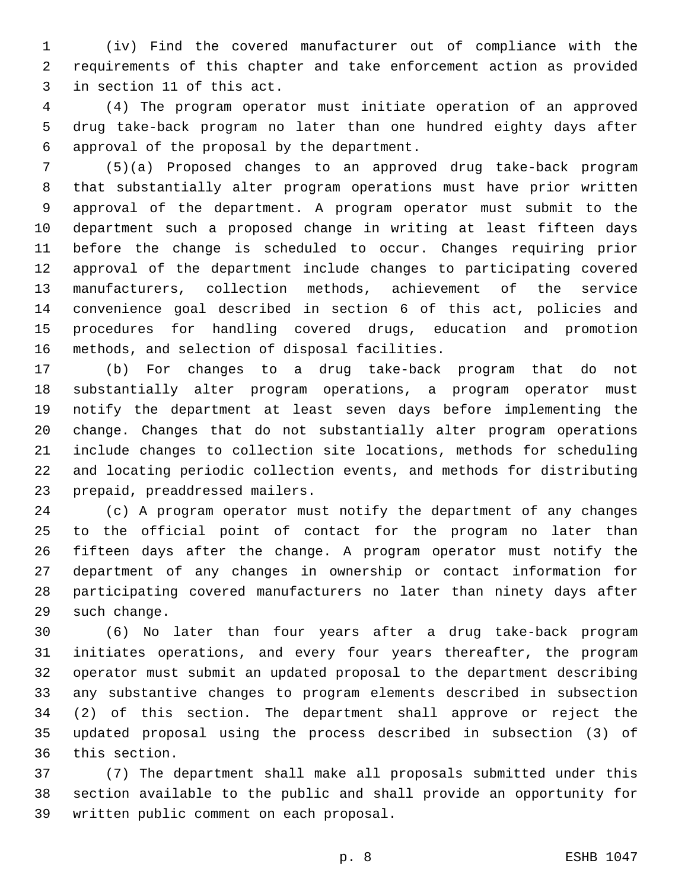(iv) Find the covered manufacturer out of compliance with the requirements of this chapter and take enforcement action as provided in section 11 of this act.

(4) The program operator must initiate operation of an approved drug take-back program no later than one hundred eighty days after approval of the proposal by the department.

(5)(a) Proposed changes to an approved drug take-back program that substantially alter program operations must have prior written approval of the department. A program operator must submit to the department such a proposed change in writing at least fifteen days before the change is scheduled to occur. Changes requiring prior approval of the department include changes to participating covered manufacturers, collection methods, achievement of the service convenience goal described in section 6 of this act, policies and procedures for handling covered drugs, education and promotion methods, and selection of disposal facilities.

(b) For changes to a drug take-back program that do not substantially alter program operations, a program operator must notify the department at least seven days before implementing the change. Changes that do not substantially alter program operations include changes to collection site locations, methods for scheduling and locating periodic collection events, and methods for distributing prepaid, preaddressed mailers.

(c) A program operator must notify the department of any changes to the official point of contact for the program no later than fifteen days after the change. A program operator must notify the department of any changes in ownership or contact information for participating covered manufacturers no later than ninety days after such change.

(6) No later than four years after a drug take-back program initiates operations, and every four years thereafter, the program operator must submit an updated proposal to the department describing any substantive changes to program elements described in subsection (2) of this section. The department shall approve or reject the updated proposal using the process described in subsection (3) of this section.

(7) The department shall make all proposals submitted under this section available to the public and shall provide an opportunity for written public comment on each proposal.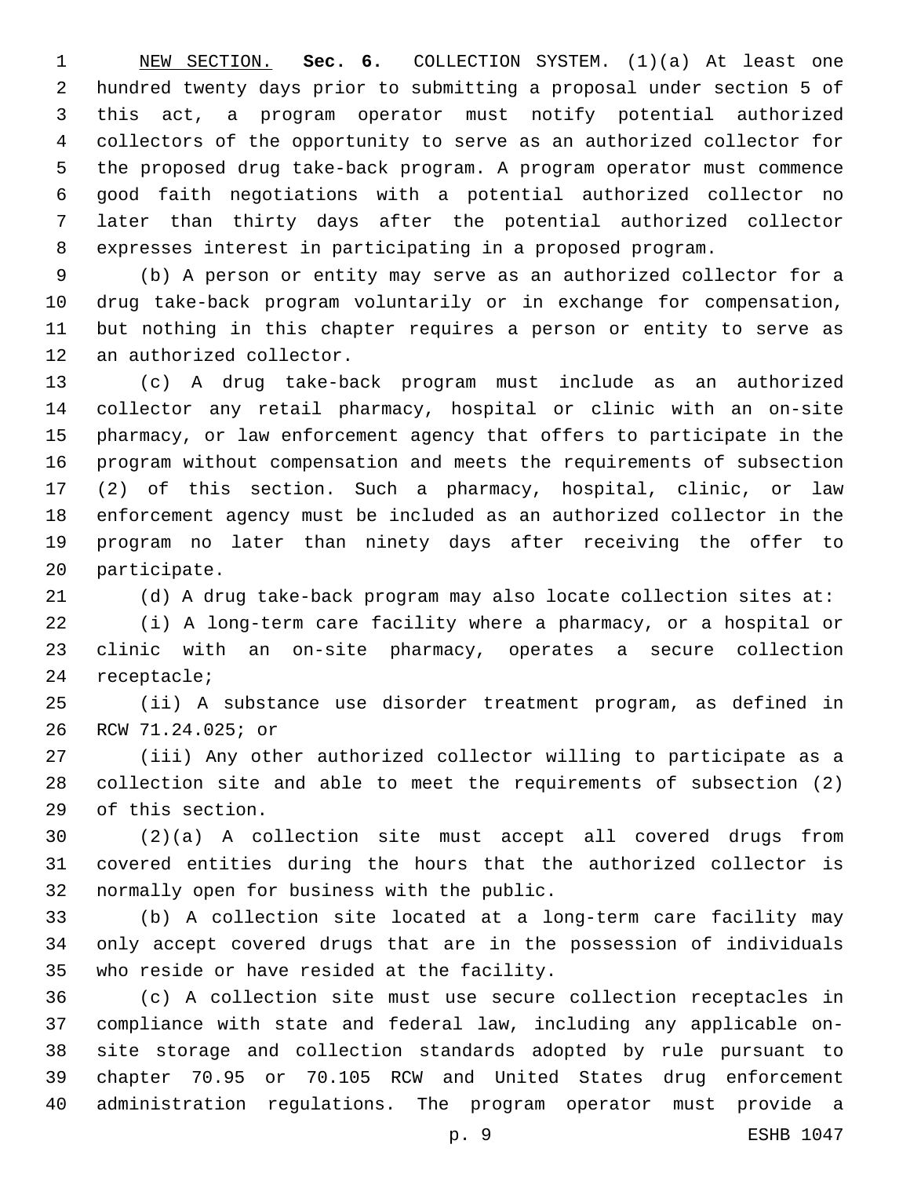NEW SECTION. **Sec. 6.** COLLECTION SYSTEM. (1)(a) At least one hundred twenty days prior to submitting a proposal under section 5 of this act, a program operator must notify potential authorized collectors of the opportunity to serve as an authorized collector for the proposed drug take-back program. A program operator must commence good faith negotiations with a potential authorized collector no later than thirty days after the potential authorized collector expresses interest in participating in a proposed program.

(b) A person or entity may serve as an authorized collector for a drug take-back program voluntarily or in exchange for compensation, but nothing in this chapter requires a person or entity to serve as an authorized collector.

(c) A drug take-back program must include as an authorized collector any retail pharmacy, hospital or clinic with an on-site pharmacy, or law enforcement agency that offers to participate in the program without compensation and meets the requirements of subsection (2) of this section. Such a pharmacy, hospital, clinic, or law enforcement agency must be included as an authorized collector in the program no later than ninety days after receiving the offer to participate.

(d) A drug take-back program may also locate collection sites at:

(i) A long-term care facility where a pharmacy, or a hospital or clinic with an on-site pharmacy, operates a secure collection receptacle;

(ii) A substance use disorder treatment program, as defined in RCW 71.24.025; or

(iii) Any other authorized collector willing to participate as a collection site and able to meet the requirements of subsection (2) of this section.

(2)(a) A collection site must accept all covered drugs from covered entities during the hours that the authorized collector is normally open for business with the public.

(b) A collection site located at a long-term care facility may only accept covered drugs that are in the possession of individuals who reside or have resided at the facility.

(c) A collection site must use secure collection receptacles in compliance with state and federal law, including any applicable on-site storage and collection standards adopted by rule pursuant to chapter 70.95 or 70.105 RCW and United States drug enforcement administration regulations. The program operator must provide a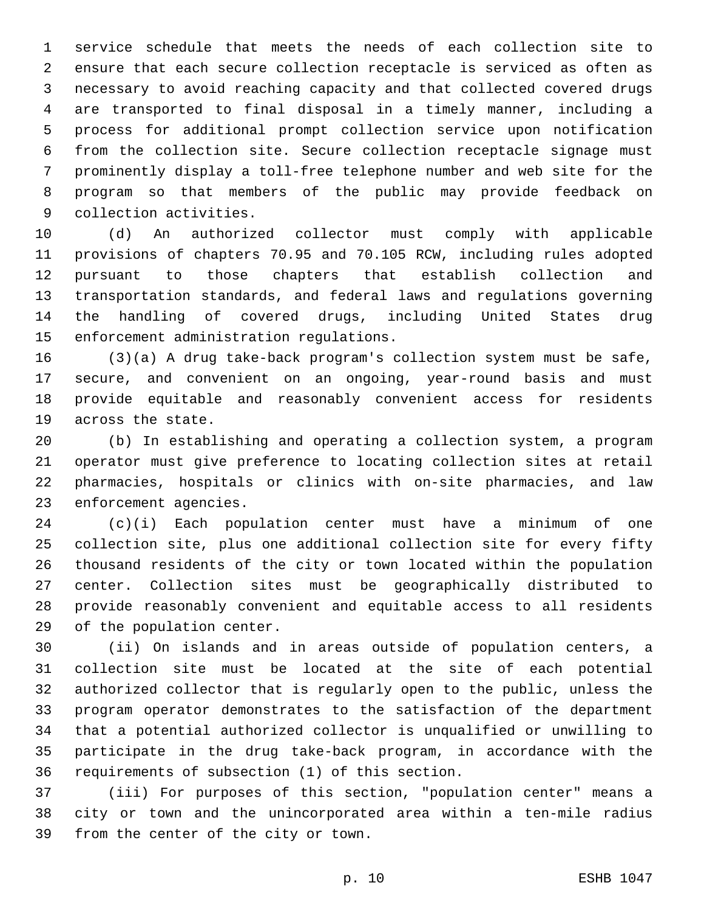service schedule that meets the needs of each collection site to ensure that each secure collection receptacle is serviced as often as necessary to avoid reaching capacity and that collected covered drugs are transported to final disposal in a timely manner, including a process for additional prompt collection service upon notification from the collection site. Secure collection receptacle signage must prominently display a toll-free telephone number and web site for the program so that members of the public may provide feedback on collection activities.

(d) An authorized collector must comply with applicable provisions of chapters 70.95 and 70.105 RCW, including rules adopted pursuant to those chapters that establish collection and transportation standards, and federal laws and regulations governing the handling of covered drugs, including United States drug enforcement administration regulations.

(3)(a) A drug take-back program's collection system must be safe, secure, and convenient on an ongoing, year-round basis and must provide equitable and reasonably convenient access for residents across the state.

(b) In establishing and operating a collection system, a program operator must give preference to locating collection sites at retail pharmacies, hospitals or clinics with on-site pharmacies, and law enforcement agencies.

(c)(i) Each population center must have a minimum of one collection site, plus one additional collection site for every fifty thousand residents of the city or town located within the population center. Collection sites must be geographically distributed to provide reasonably convenient and equitable access to all residents of the population center.

(ii) On islands and in areas outside of population centers, a collection site must be located at the site of each potential authorized collector that is regularly open to the public, unless the program operator demonstrates to the satisfaction of the department that a potential authorized collector is unqualified or unwilling to participate in the drug take-back program, in accordance with the requirements of subsection (1) of this section.

(iii) For purposes of this section, "population center" means a city or town and the unincorporated area within a ten-mile radius from the center of the city or town.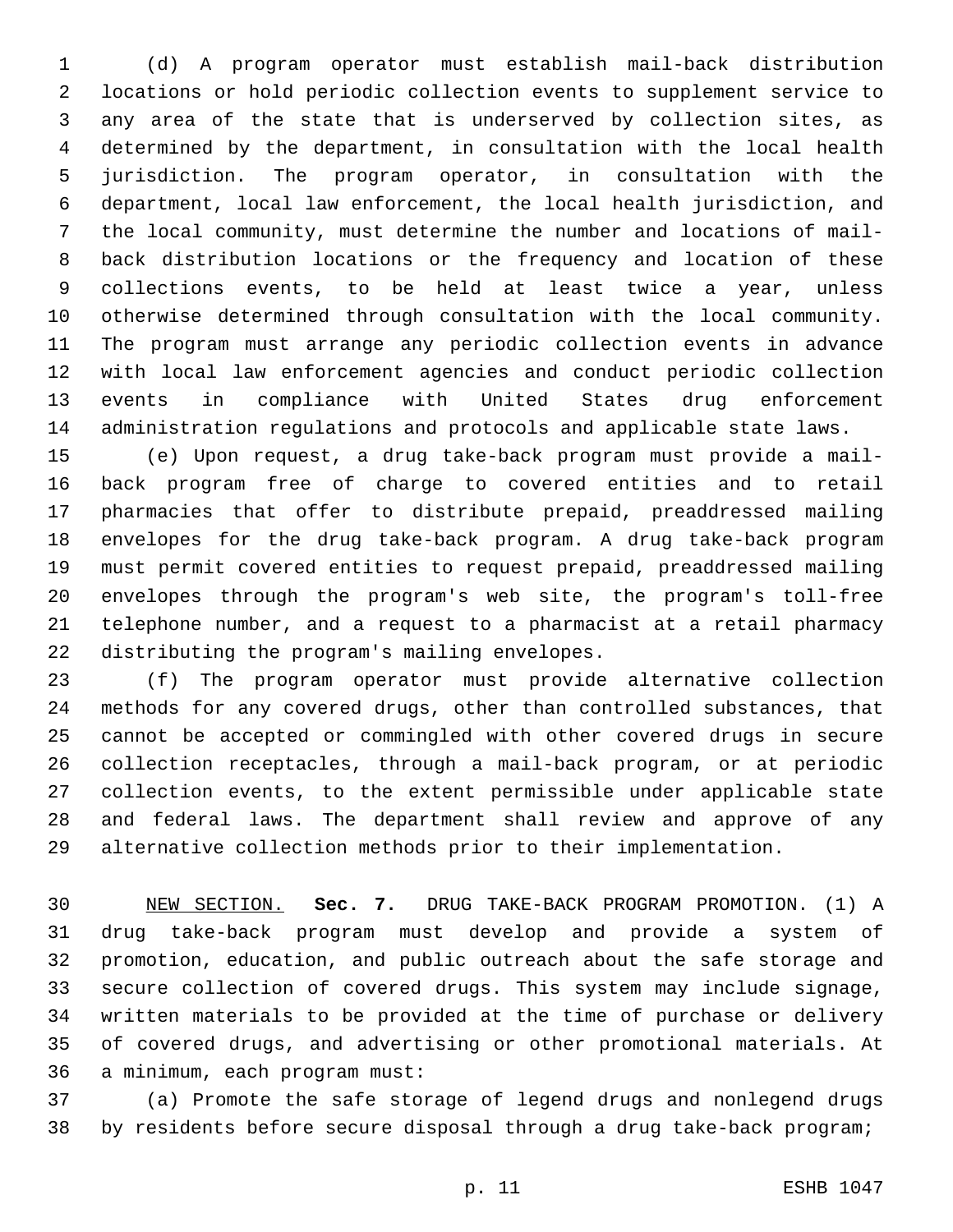(d) A program operator must establish mail-back distribution locations or hold periodic collection events to supplement service to any area of the state that is underserved by collection sites, as determined by the department, in consultation with the local health jurisdiction. The program operator, in consultation with the department, local law enforcement, the local health jurisdiction, and the local community, must determine the number and locations of mail-back distribution locations or the frequency and location of these collections events, to be held at least twice a year, unless otherwise determined through consultation with the local community. The program must arrange any periodic collection events in advance with local law enforcement agencies and conduct periodic collection events in compliance with United States drug enforcement administration regulations and protocols and applicable state laws.

(e) Upon request, a drug take-back program must provide a mail-back program free of charge to covered entities and to retail pharmacies that offer to distribute prepaid, preaddressed mailing envelopes for the drug take-back program. A drug take-back program must permit covered entities to request prepaid, preaddressed mailing envelopes through the program's web site, the program's toll-free telephone number, and a request to a pharmacist at a retail pharmacy distributing the program's mailing envelopes.

(f) The program operator must provide alternative collection methods for any covered drugs, other than controlled substances, that cannot be accepted or commingled with other covered drugs in secure collection receptacles, through a mail-back program, or at periodic collection events, to the extent permissible under applicable state and federal laws. The department shall review and approve of any alternative collection methods prior to their implementation.

NEW SECTION. **Sec. 7.** DRUG TAKE-BACK PROGRAM PROMOTION. (1) A drug take-back program must develop and provide a system of promotion, education, and public outreach about the safe storage and secure collection of covered drugs. This system may include signage, written materials to be provided at the time of purchase or delivery of covered drugs, and advertising or other promotional materials. At a minimum, each program must:

(a) Promote the safe storage of legend drugs and nonlegend drugs by residents before secure disposal through a drug take-back program;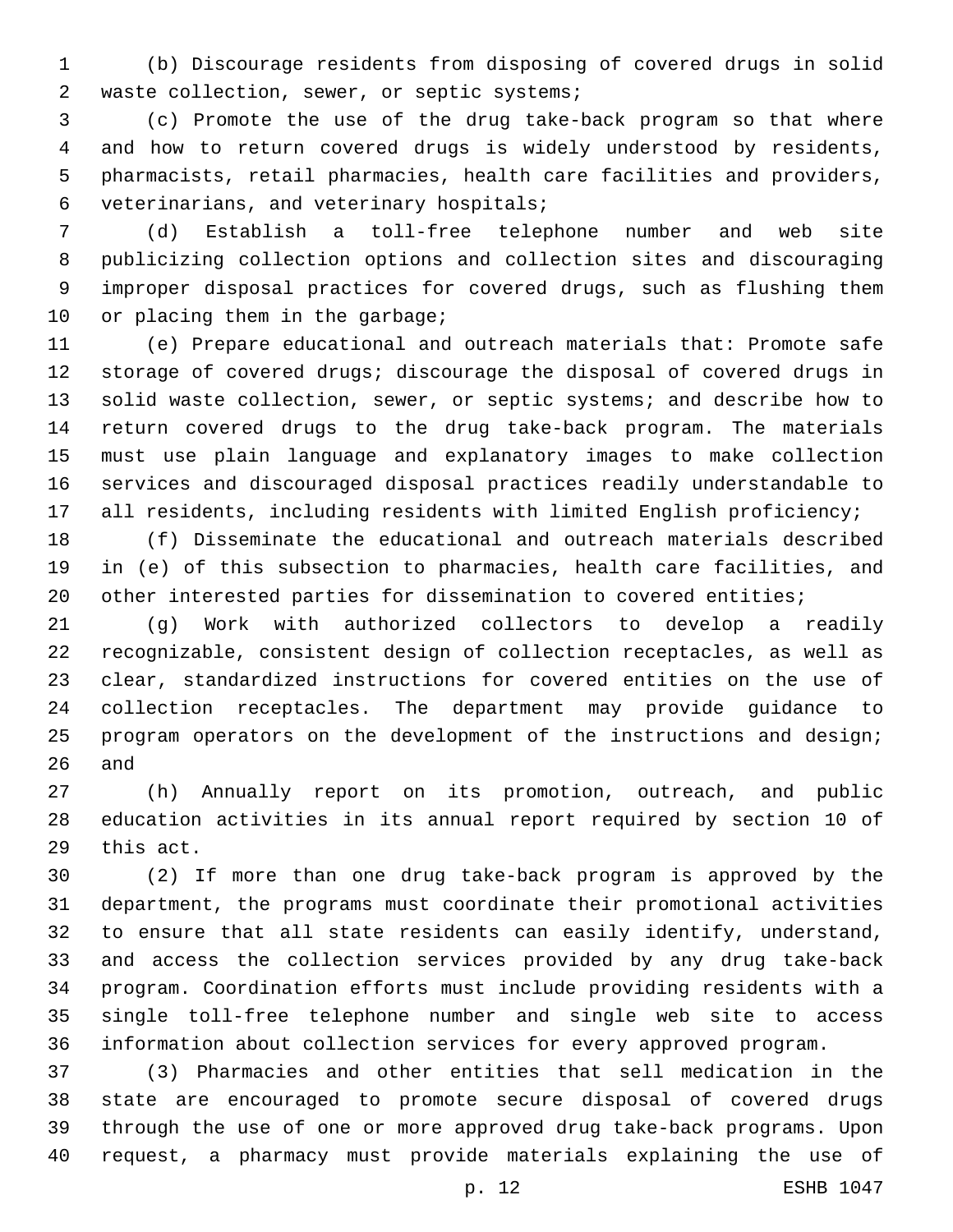(b) Discourage residents from disposing of covered drugs in solid waste collection, sewer, or septic systems;

(c) Promote the use of the drug take-back program so that where and how to return covered drugs is widely understood by residents, pharmacists, retail pharmacies, health care facilities and providers, veterinarians, and veterinary hospitals;

(d) Establish a toll-free telephone number and web site publicizing collection options and collection sites and discouraging improper disposal practices for covered drugs, such as flushing them or placing them in the garbage;

(e) Prepare educational and outreach materials that: Promote safe storage of covered drugs; discourage the disposal of covered drugs in solid waste collection, sewer, or septic systems; and describe how to return covered drugs to the drug take-back program. The materials must use plain language and explanatory images to make collection services and discouraged disposal practices readily understandable to all residents, including residents with limited English proficiency;

(f) Disseminate the educational and outreach materials described in (e) of this subsection to pharmacies, health care facilities, and other interested parties for dissemination to covered entities;

(g) Work with authorized collectors to develop a readily recognizable, consistent design of collection receptacles, as well as clear, standardized instructions for covered entities on the use of collection receptacles. The department may provide guidance to program operators on the development of the instructions and design; and

(h) Annually report on its promotion, outreach, and public education activities in its annual report required by section 10 of this act.

(2) If more than one drug take-back program is approved by the department, the programs must coordinate their promotional activities to ensure that all state residents can easily identify, understand, and access the collection services provided by any drug take-back program. Coordination efforts must include providing residents with a single toll-free telephone number and single web site to access information about collection services for every approved program.

(3) Pharmacies and other entities that sell medication in the state are encouraged to promote secure disposal of covered drugs through the use of one or more approved drug take-back programs. Upon request, a pharmacy must provide materials explaining the use of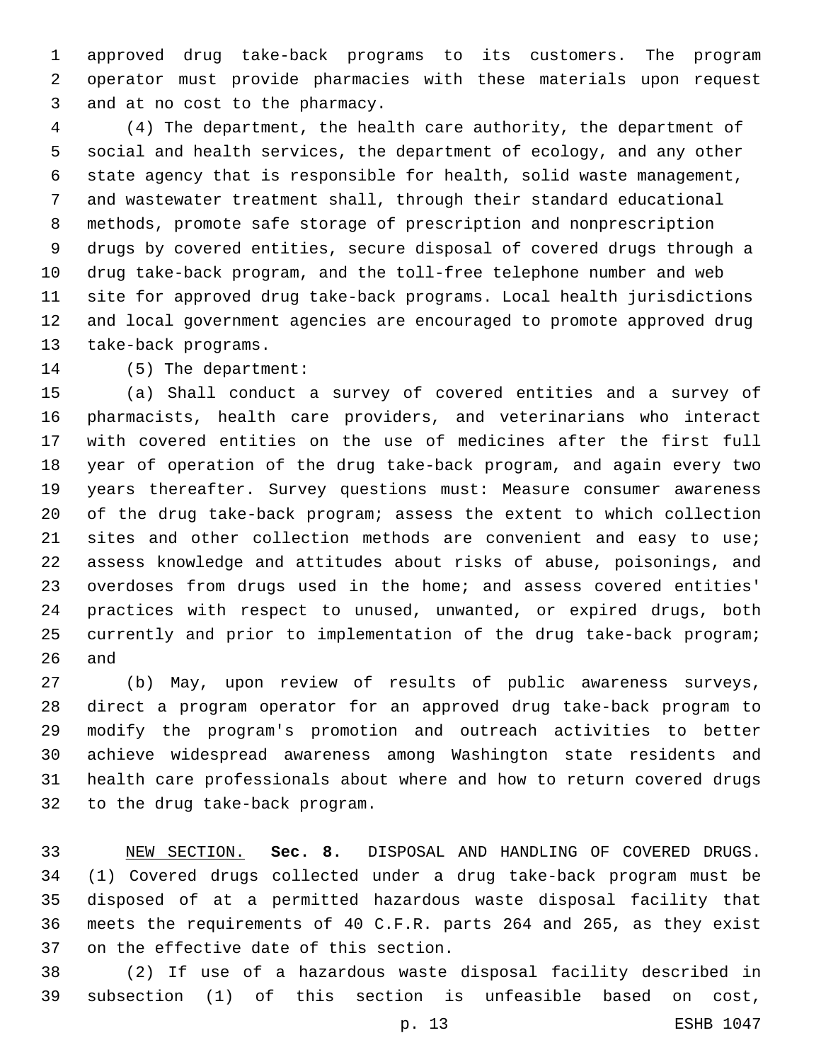approved drug take-back programs to its customers. The program operator must provide pharmacies with these materials upon request and at no cost to the pharmacy.

(4) The department, the health care authority, the department of social and health services, the department of ecology, and any other state agency that is responsible for health, solid waste management, and wastewater treatment shall, through their standard educational methods, promote safe storage of prescription and nonprescription drugs by covered entities, secure disposal of covered drugs through a drug take-back program, and the toll-free telephone number and web site for approved drug take-back programs. Local health jurisdictions and local government agencies are encouraged to promote approved drug take-back programs.

(5) The department:

(a) Shall conduct a survey of covered entities and a survey of pharmacists, health care providers, and veterinarians who interact with covered entities on the use of medicines after the first full year of operation of the drug take-back program, and again every two years thereafter. Survey questions must: Measure consumer awareness of the drug take-back program; assess the extent to which collection sites and other collection methods are convenient and easy to use; assess knowledge and attitudes about risks of abuse, poisonings, and overdoses from drugs used in the home; and assess covered entities' practices with respect to unused, unwanted, or expired drugs, both currently and prior to implementation of the drug take-back program; and

(b) May, upon review of results of public awareness surveys, direct a program operator for an approved drug take-back program to modify the program's promotion and outreach activities to better achieve widespread awareness among Washington state residents and health care professionals about where and how to return covered drugs to the drug take-back program.

NEW SECTION. **Sec. 8.** DISPOSAL AND HANDLING OF COVERED DRUGS. (1) Covered drugs collected under a drug take-back program must be disposed of at a permitted hazardous waste disposal facility that meets the requirements of 40 C.F.R. parts 264 and 265, as they exist on the effective date of this section.

(2) If use of a hazardous waste disposal facility described in subsection (1) of this section is unfeasible based on cost,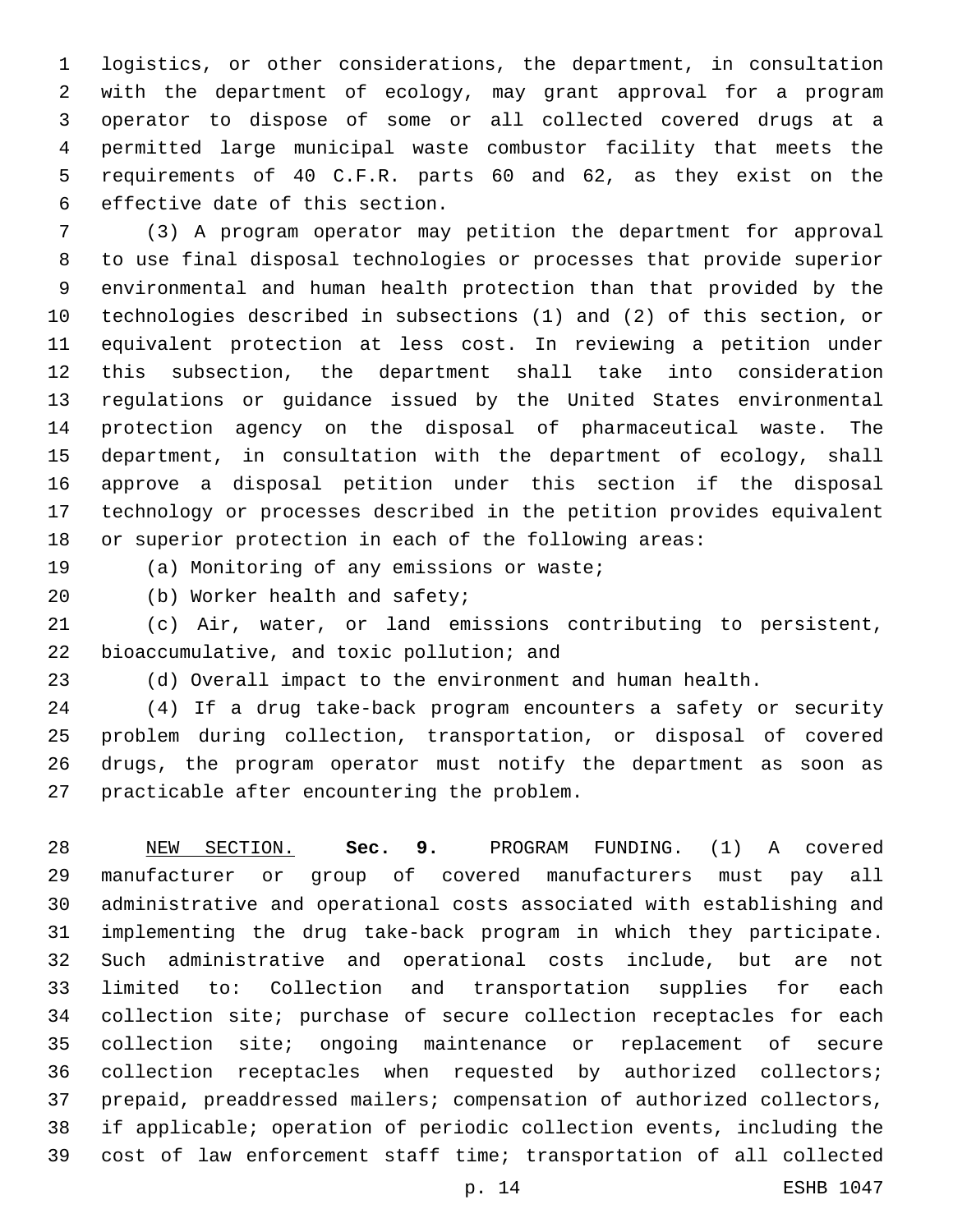logistics, or other considerations, the department, in consultation with the department of ecology, may grant approval for a program operator to dispose of some or all collected covered drugs at a permitted large municipal waste combustor facility that meets the requirements of 40 C.F.R. parts 60 and 62, as they exist on the effective date of this section.

(3) A program operator may petition the department for approval to use final disposal technologies or processes that provide superior environmental and human health protection than that provided by the technologies described in subsections (1) and (2) of this section, or equivalent protection at less cost. In reviewing a petition under this subsection, the department shall take into consideration regulations or guidance issued by the United States environmental protection agency on the disposal of pharmaceutical waste. The department, in consultation with the department of ecology, shall approve a disposal petition under this section if the disposal technology or processes described in the petition provides equivalent or superior protection in each of the following areas:

(a) Monitoring of any emissions or waste;

(b) Worker health and safety;

(c) Air, water, or land emissions contributing to persistent, bioaccumulative, and toxic pollution; and

(d) Overall impact to the environment and human health.

(4) If a drug take-back program encounters a safety or security problem during collection, transportation, or disposal of covered drugs, the program operator must notify the department as soon as practicable after encountering the problem.

NEW SECTION. **Sec. 9.** PROGRAM FUNDING. (1) A covered manufacturer or group of covered manufacturers must pay all administrative and operational costs associated with establishing and implementing the drug take-back program in which they participate. Such administrative and operational costs include, but are not limited to: Collection and transportation supplies for each collection site; purchase of secure collection receptacles for each collection site; ongoing maintenance or replacement of secure collection receptacles when requested by authorized collectors; prepaid, preaddressed mailers; compensation of authorized collectors, if applicable; operation of periodic collection events, including the cost of law enforcement staff time; transportation of all collected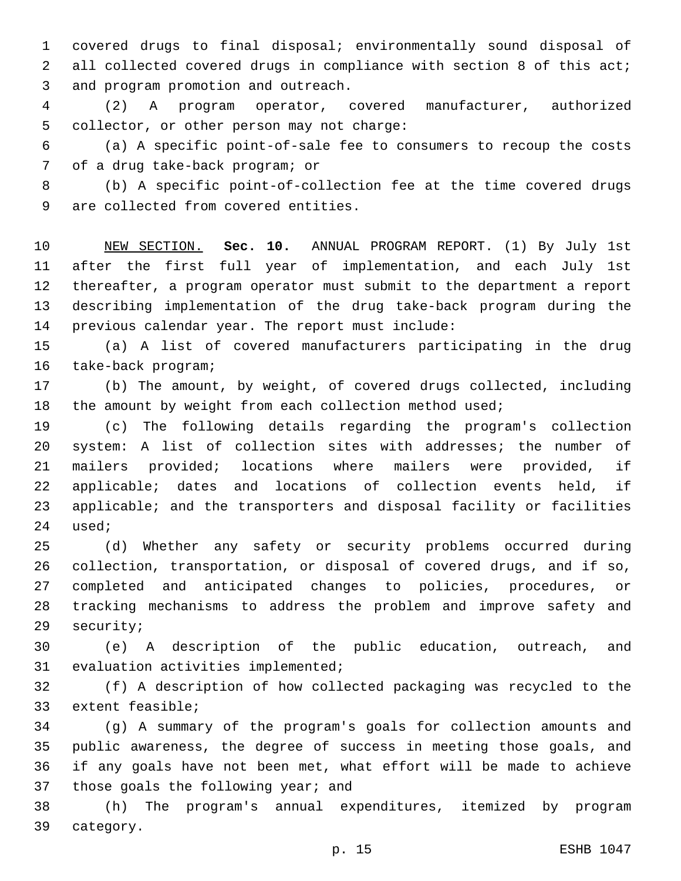covered drugs to final disposal; environmentally sound disposal of all collected covered drugs in compliance with section 8 of this act; and program promotion and outreach.

(2) A program operator, covered manufacturer, authorized collector, or other person may not charge:

(a) A specific point-of-sale fee to consumers to recoup the costs of a drug take-back program; or

(b) A specific point-of-collection fee at the time covered drugs are collected from covered entities.

NEW SECTION. **Sec. 10.** ANNUAL PROGRAM REPORT. (1) By July 1st after the first full year of implementation, and each July 1st thereafter, a program operator must submit to the department a report describing implementation of the drug take-back program during the previous calendar year. The report must include:

(a) A list of covered manufacturers participating in the drug take-back program;

(b) The amount, by weight, of covered drugs collected, including the amount by weight from each collection method used;

(c) The following details regarding the program's collection system: A list of collection sites with addresses; the number of mailers provided; locations where mailers were provided, if applicable; dates and locations of collection events held, if applicable; and the transporters and disposal facility or facilities used;

(d) Whether any safety or security problems occurred during collection, transportation, or disposal of covered drugs, and if so, completed and anticipated changes to policies, procedures, or tracking mechanisms to address the problem and improve safety and security;

(e) A description of the public education, outreach, and evaluation activities implemented;

(f) A description of how collected packaging was recycled to the extent feasible;

(g) A summary of the program's goals for collection amounts and public awareness, the degree of success in meeting those goals, and if any goals have not been met, what effort will be made to achieve those goals the following year; and

(h) The program's annual expenditures, itemized by program category.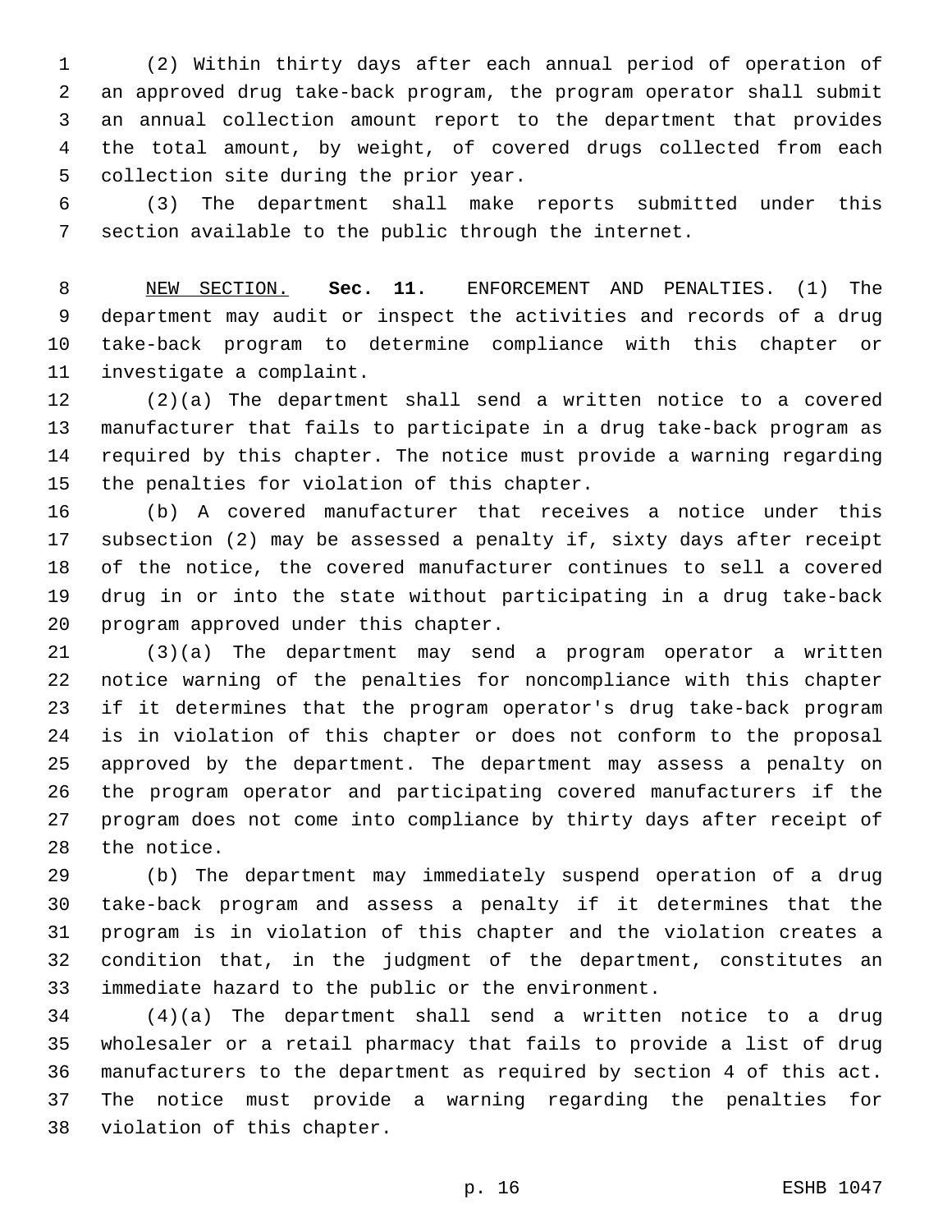(2) Within thirty days after each annual period of operation of an approved drug take-back program, the program operator shall submit an annual collection amount report to the department that provides the total amount, by weight, of covered drugs collected from each collection site during the prior year.

(3) The department shall make reports submitted under this section available to the public through the internet.

NEW SECTION. **Sec. 11.** ENFORCEMENT AND PENALTIES. (1) The department may audit or inspect the activities and records of a drug take-back program to determine compliance with this chapter or investigate a complaint.

(2)(a) The department shall send a written notice to a covered manufacturer that fails to participate in a drug take-back program as required by this chapter. The notice must provide a warning regarding the penalties for violation of this chapter.

(b) A covered manufacturer that receives a notice under this subsection (2) may be assessed a penalty if, sixty days after receipt of the notice, the covered manufacturer continues to sell a covered drug in or into the state without participating in a drug take-back program approved under this chapter.

(3)(a) The department may send a program operator a written notice warning of the penalties for noncompliance with this chapter if it determines that the program operator's drug take-back program is in violation of this chapter or does not conform to the proposal approved by the department. The department may assess a penalty on the program operator and participating covered manufacturers if the program does not come into compliance by thirty days after receipt of the notice.

(b) The department may immediately suspend operation of a drug take-back program and assess a penalty if it determines that the program is in violation of this chapter and the violation creates a condition that, in the judgment of the department, constitutes an immediate hazard to the public or the environment.

(4)(a) The department shall send a written notice to a drug wholesaler or a retail pharmacy that fails to provide a list of drug manufacturers to the department as required by section 4 of this act. The notice must provide a warning regarding the penalties for violation of this chapter.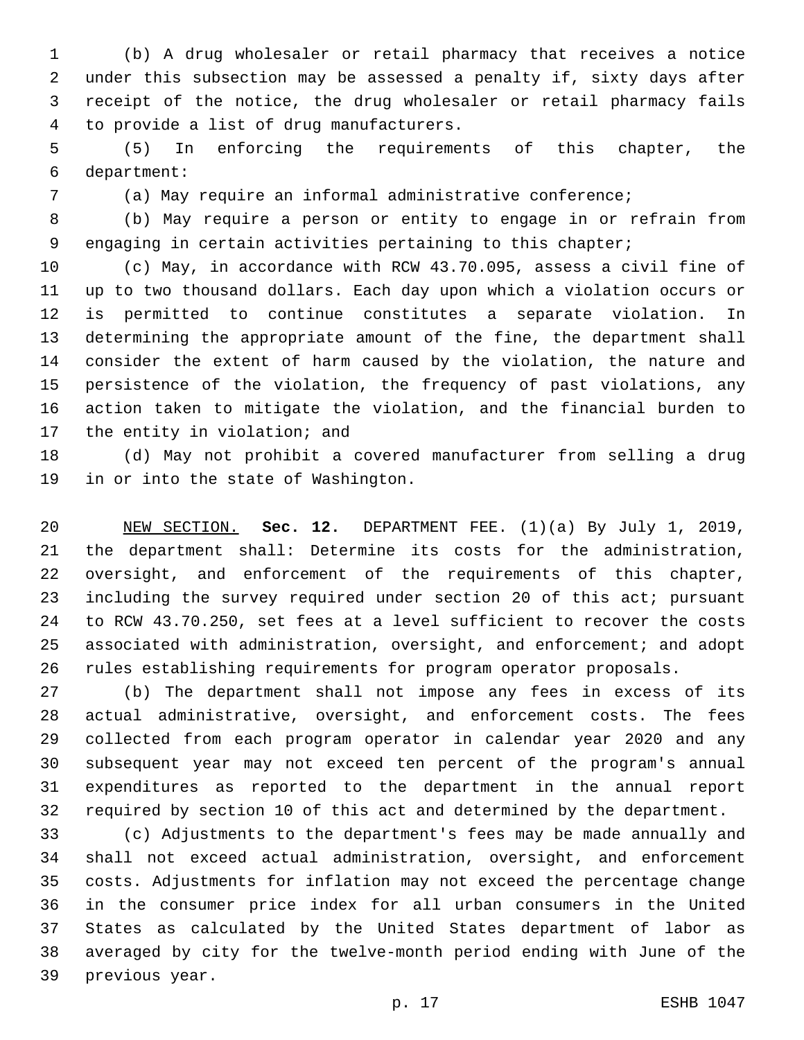(b) A drug wholesaler or retail pharmacy that receives a notice under this subsection may be assessed a penalty if, sixty days after receipt of the notice, the drug wholesaler or retail pharmacy fails to provide a list of drug manufacturers.

(5) In enforcing the requirements of this chapter, the department:

(a) May require an informal administrative conference;

(b) May require a person or entity to engage in or refrain from engaging in certain activities pertaining to this chapter;

(c) May, in accordance with RCW 43.70.095, assess a civil fine of up to two thousand dollars. Each day upon which a violation occurs or is permitted to continue constitutes a separate violation. In determining the appropriate amount of the fine, the department shall consider the extent of harm caused by the violation, the nature and persistence of the violation, the frequency of past violations, any action taken to mitigate the violation, and the financial burden to the entity in violation; and

(d) May not prohibit a covered manufacturer from selling a drug in or into the state of Washington.

NEW SECTION. **Sec. 12.** DEPARTMENT FEE. (1)(a) By July 1, 2019, the department shall: Determine its costs for the administration, oversight, and enforcement of the requirements of this chapter, including the survey required under section 20 of this act; pursuant to RCW 43.70.250, set fees at a level sufficient to recover the costs associated with administration, oversight, and enforcement; and adopt rules establishing requirements for program operator proposals.

(b) The department shall not impose any fees in excess of its actual administrative, oversight, and enforcement costs. The fees collected from each program operator in calendar year 2020 and any subsequent year may not exceed ten percent of the program's annual expenditures as reported to the department in the annual report required by section 10 of this act and determined by the department.

(c) Adjustments to the department's fees may be made annually and shall not exceed actual administration, oversight, and enforcement costs. Adjustments for inflation may not exceed the percentage change in the consumer price index for all urban consumers in the United States as calculated by the United States department of labor as averaged by city for the twelve-month period ending with June of the previous year.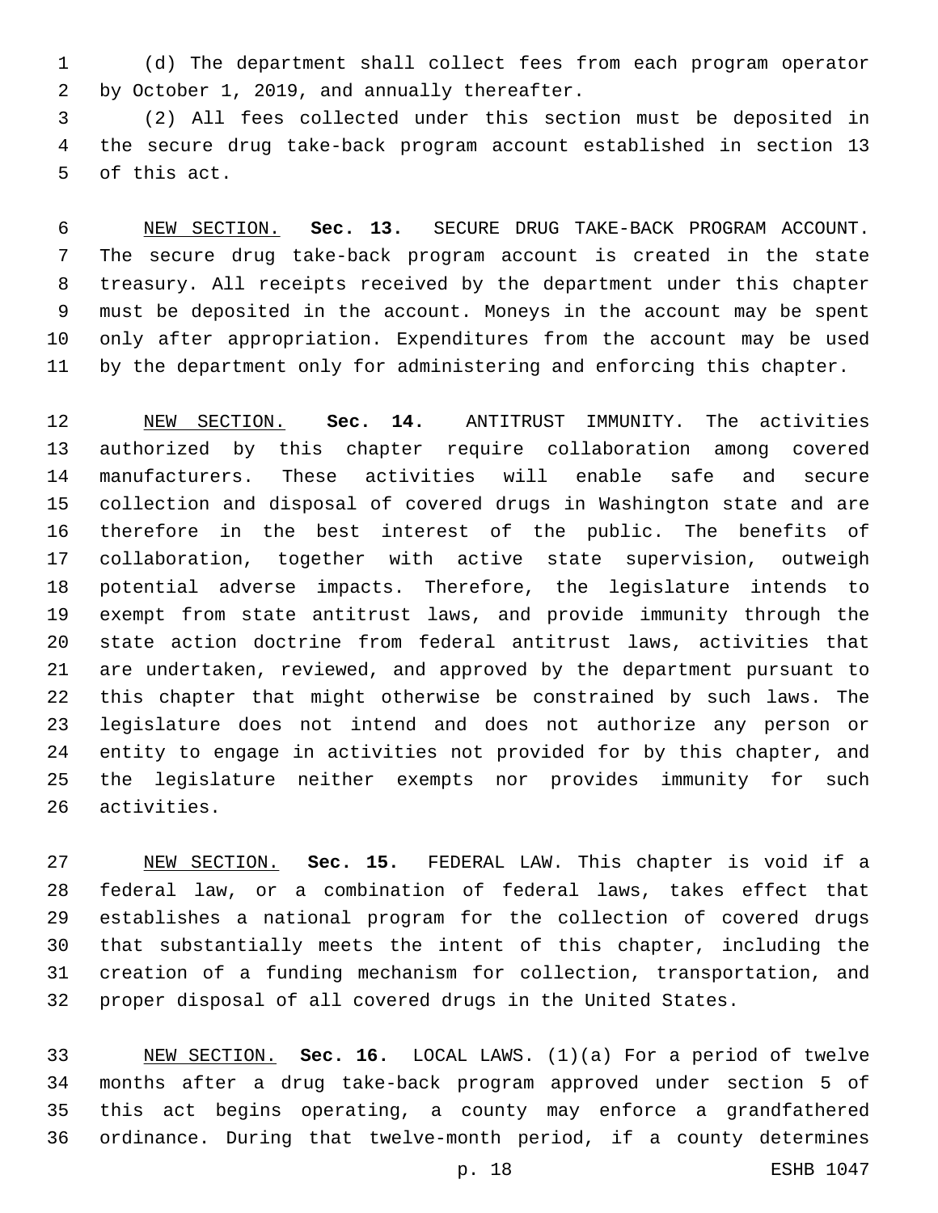(d) The department shall collect fees from each program operator by October 1, 2019, and annually thereafter.

(2) All fees collected under this section must be deposited in the secure drug take-back program account established in section 13 of this act.

NEW SECTION. **Sec. 13.** SECURE DRUG TAKE-BACK PROGRAM ACCOUNT. The secure drug take-back program account is created in the state treasury. All receipts received by the department under this chapter must be deposited in the account. Moneys in the account may be spent only after appropriation. Expenditures from the account may be used by the department only for administering and enforcing this chapter.

NEW SECTION. **Sec. 14.** ANTITRUST IMMUNITY. The activities authorized by this chapter require collaboration among covered manufacturers. These activities will enable safe and secure collection and disposal of covered drugs in Washington state and are therefore in the best interest of the public. The benefits of collaboration, together with active state supervision, outweigh potential adverse impacts. Therefore, the legislature intends to exempt from state antitrust laws, and provide immunity through the state action doctrine from federal antitrust laws, activities that are undertaken, reviewed, and approved by the department pursuant to this chapter that might otherwise be constrained by such laws. The legislature does not intend and does not authorize any person or entity to engage in activities not provided for by this chapter, and the legislature neither exempts nor provides immunity for such activities.

NEW SECTION. **Sec. 15.** FEDERAL LAW. This chapter is void if a federal law, or a combination of federal laws, takes effect that establishes a national program for the collection of covered drugs that substantially meets the intent of this chapter, including the creation of a funding mechanism for collection, transportation, and proper disposal of all covered drugs in the United States.

NEW SECTION. **Sec. 16.** LOCAL LAWS. (1)(a) For a period of twelve months after a drug take-back program approved under section 5 of this act begins operating, a county may enforce a grandfathered ordinance. During that twelve-month period, if a county determines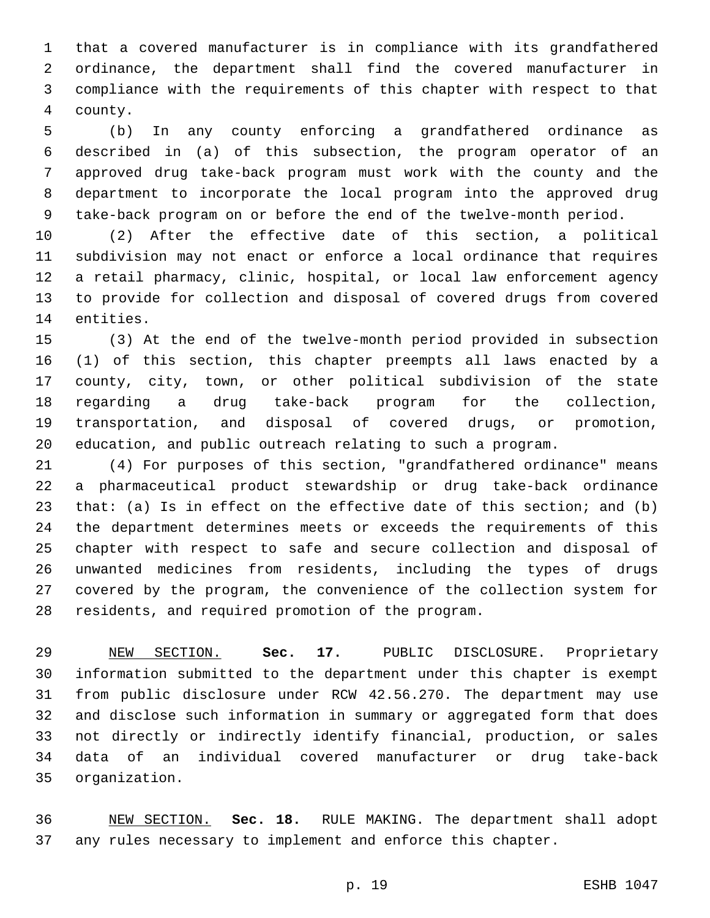that a covered manufacturer is in compliance with its grandfathered ordinance, the department shall find the covered manufacturer in compliance with the requirements of this chapter with respect to that county.

(b) In any county enforcing a grandfathered ordinance as described in (a) of this subsection, the program operator of an approved drug take-back program must work with the county and the department to incorporate the local program into the approved drug take-back program on or before the end of the twelve-month period.

(2) After the effective date of this section, a political subdivision may not enact or enforce a local ordinance that requires a retail pharmacy, clinic, hospital, or local law enforcement agency to provide for collection and disposal of covered drugs from covered entities.

(3) At the end of the twelve-month period provided in subsection (1) of this section, this chapter preempts all laws enacted by a county, city, town, or other political subdivision of the state regarding a drug take-back program for the collection, transportation, and disposal of covered drugs, or promotion, education, and public outreach relating to such a program.

(4) For purposes of this section, "grandfathered ordinance" means a pharmaceutical product stewardship or drug take-back ordinance that: (a) Is in effect on the effective date of this section; and (b) the department determines meets or exceeds the requirements of this chapter with respect to safe and secure collection and disposal of unwanted medicines from residents, including the types of drugs covered by the program, the convenience of the collection system for residents, and required promotion of the program.

NEW SECTION. **Sec. 17.** PUBLIC DISCLOSURE. Proprietary information submitted to the department under this chapter is exempt from public disclosure under RCW 42.56.270. The department may use and disclose such information in summary or aggregated form that does not directly or indirectly identify financial, production, or sales data of an individual covered manufacturer or drug take-back organization.

NEW SECTION. **Sec. 18.** RULE MAKING. The department shall adopt any rules necessary to implement and enforce this chapter.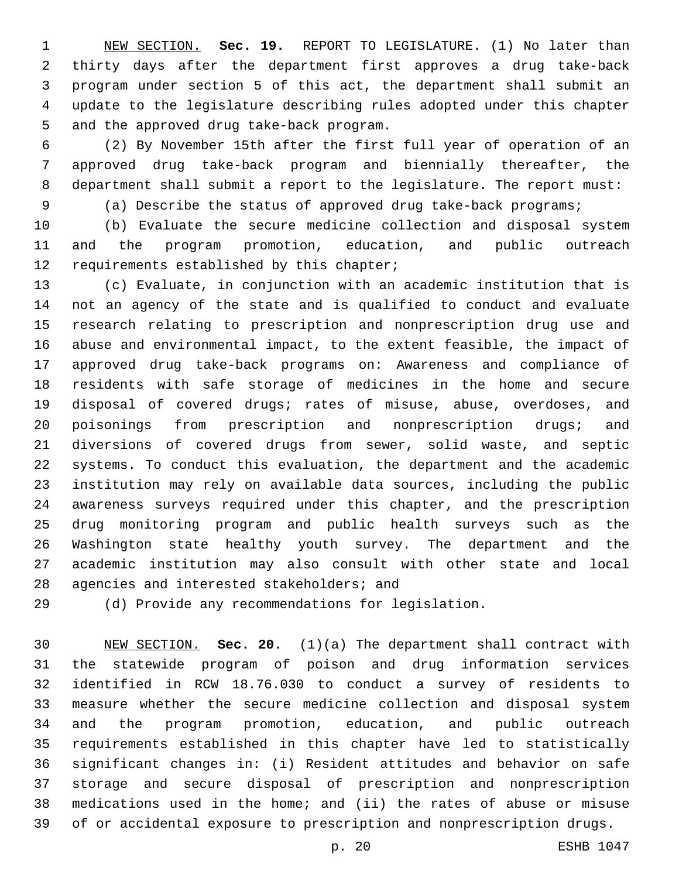NEW SECTION. **Sec. 19.** REPORT TO LEGISLATURE. (1) No later than thirty days after the department first approves a drug take-back program under section 5 of this act, the department shall submit an update to the legislature describing rules adopted under this chapter and the approved drug take-back program.

(2) By November 15th after the first full year of operation of an approved drug take-back program and biennially thereafter, the department shall submit a report to the legislature. The report must:

(a) Describe the status of approved drug take-back programs;

(b) Evaluate the secure medicine collection and disposal system and the program promotion, education, and public outreach requirements established by this chapter;

(c) Evaluate, in conjunction with an academic institution that is not an agency of the state and is qualified to conduct and evaluate research relating to prescription and nonprescription drug use and abuse and environmental impact, to the extent feasible, the impact of approved drug take-back programs on: Awareness and compliance of residents with safe storage of medicines in the home and secure disposal of covered drugs; rates of misuse, abuse, overdoses, and poisonings from prescription and nonprescription drugs; and diversions of covered drugs from sewer, solid waste, and septic systems. To conduct this evaluation, the department and the academic institution may rely on available data sources, including the public awareness surveys required under this chapter, and the prescription drug monitoring program and public health surveys such as the Washington state healthy youth survey. The department and the academic institution may also consult with other state and local agencies and interested stakeholders; and

(d) Provide any recommendations for legislation.

NEW SECTION. **Sec. 20.** (1)(a) The department shall contract with the statewide program of poison and drug information services identified in RCW 18.76.030 to conduct a survey of residents to measure whether the secure medicine collection and disposal system and the program promotion, education, and public outreach requirements established in this chapter have led to statistically significant changes in: (i) Resident attitudes and behavior on safe storage and secure disposal of prescription and nonprescription medications used in the home; and (ii) the rates of abuse or misuse of or accidental exposure to prescription and nonprescription drugs.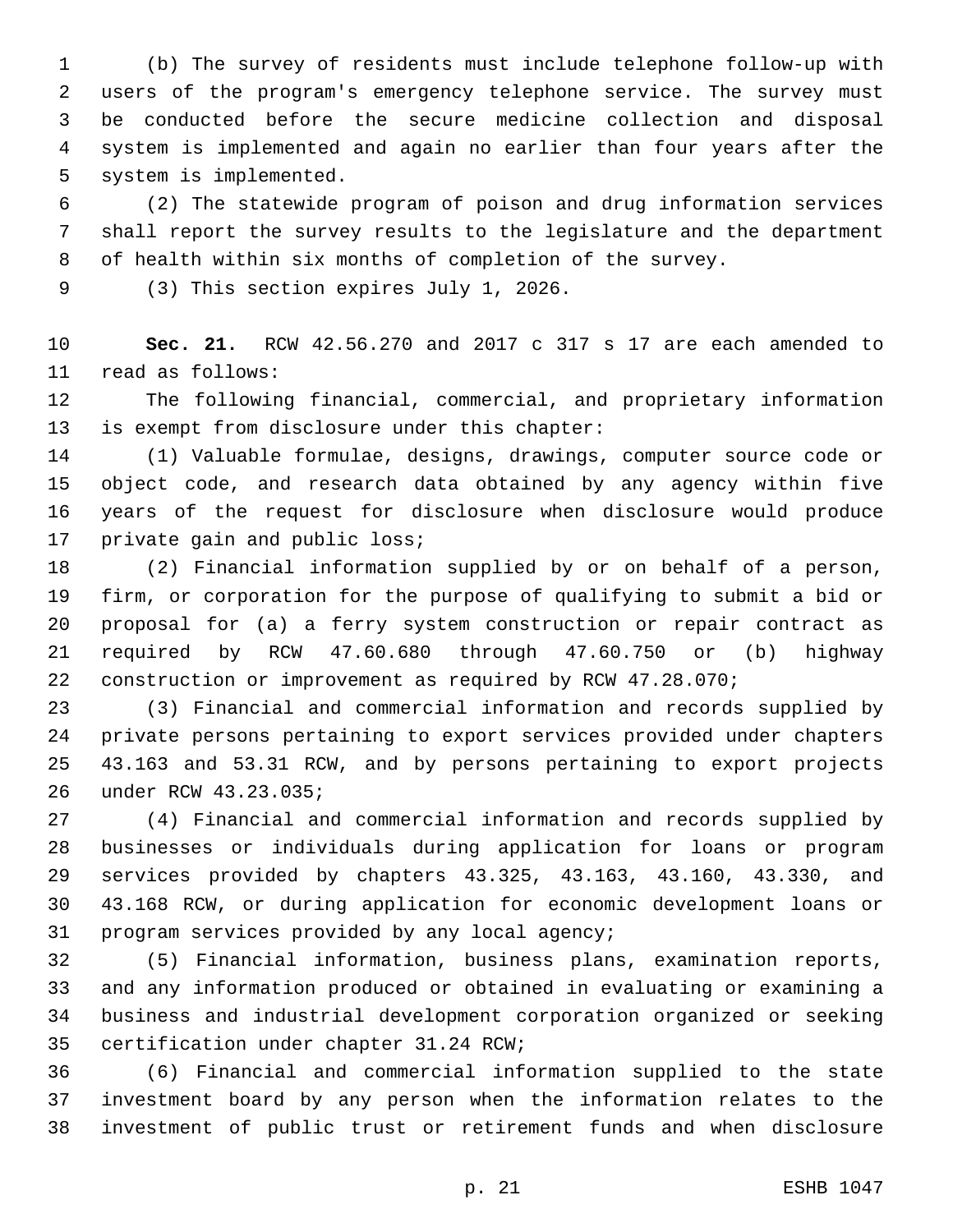(b) The survey of residents must include telephone follow-up with users of the program's emergency telephone service. The survey must be conducted before the secure medicine collection and disposal system is implemented and again no earlier than four years after the system is implemented.

(2) The statewide program of poison and drug information services shall report the survey results to the legislature and the department of health within six months of completion of the survey.

(3) This section expires July 1, 2026.

**Sec. 21.** RCW 42.56.270 and 2017 c 317 s 17 are each amended to read as follows:

The following financial, commercial, and proprietary information is exempt from disclosure under this chapter:

(1) Valuable formulae, designs, drawings, computer source code or object code, and research data obtained by any agency within five years of the request for disclosure when disclosure would produce private gain and public loss;

(2) Financial information supplied by or on behalf of a person, firm, or corporation for the purpose of qualifying to submit a bid or proposal for (a) a ferry system construction or repair contract as required by RCW 47.60.680 through 47.60.750 or (b) highway construction or improvement as required by RCW 47.28.070;

(3) Financial and commercial information and records supplied by private persons pertaining to export services provided under chapters 43.163 and 53.31 RCW, and by persons pertaining to export projects under RCW 43.23.035;

(4) Financial and commercial information and records supplied by businesses or individuals during application for loans or program services provided by chapters 43.325, 43.163, 43.160, 43.330, and 43.168 RCW, or during application for economic development loans or program services provided by any local agency;

(5) Financial information, business plans, examination reports, and any information produced or obtained in evaluating or examining a business and industrial development corporation organized or seeking certification under chapter 31.24 RCW;

(6) Financial and commercial information supplied to the state investment board by any person when the information relates to the investment of public trust or retirement funds and when disclosure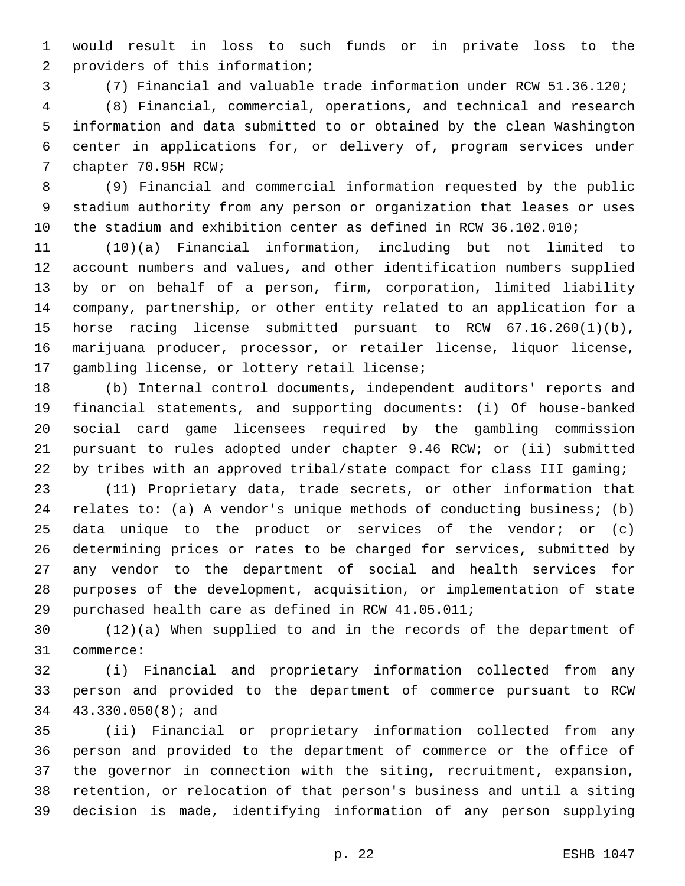would result in loss to such funds or in private loss to the providers of this information;

(7) Financial and valuable trade information under RCW 51.36.120;

(8) Financial, commercial, operations, and technical and research information and data submitted to or obtained by the clean Washington center in applications for, or delivery of, program services under chapter 70.95H RCW;

(9) Financial and commercial information requested by the public stadium authority from any person or organization that leases or uses the stadium and exhibition center as defined in RCW 36.102.010;

(10)(a) Financial information, including but not limited to account numbers and values, and other identification numbers supplied by or on behalf of a person, firm, corporation, limited liability company, partnership, or other entity related to an application for a horse racing license submitted pursuant to RCW 67.16.260(1)(b), marijuana producer, processor, or retailer license, liquor license, gambling license, or lottery retail license;

(b) Internal control documents, independent auditors' reports and financial statements, and supporting documents: (i) Of house-banked social card game licensees required by the gambling commission pursuant to rules adopted under chapter 9.46 RCW; or (ii) submitted by tribes with an approved tribal/state compact for class III gaming;

(11) Proprietary data, trade secrets, or other information that relates to: (a) A vendor's unique methods of conducting business; (b) data unique to the product or services of the vendor; or (c) determining prices or rates to be charged for services, submitted by any vendor to the department of social and health services for purposes of the development, acquisition, or implementation of state purchased health care as defined in RCW 41.05.011;

(12)(a) When supplied to and in the records of the department of commerce:

(i) Financial and proprietary information collected from any person and provided to the department of commerce pursuant to RCW 43.330.050(8); and

(ii) Financial or proprietary information collected from any person and provided to the department of commerce or the office of the governor in connection with the siting, recruitment, expansion, retention, or relocation of that person's business and until a siting decision is made, identifying information of any person supplying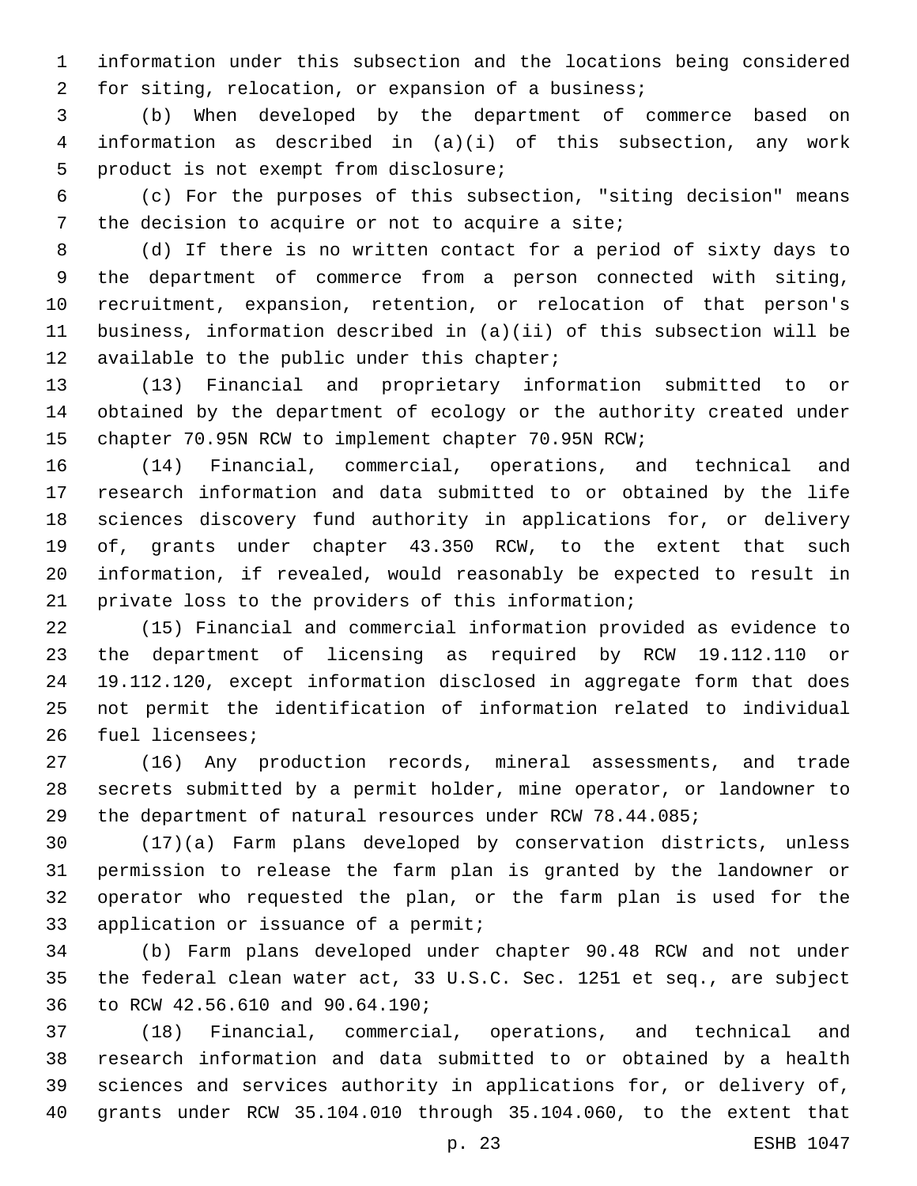information under this subsection and the locations being considered for siting, relocation, or expansion of a business;

(b) When developed by the department of commerce based on information as described in (a)(i) of this subsection, any work product is not exempt from disclosure;

(c) For the purposes of this subsection, "siting decision" means the decision to acquire or not to acquire a site;

(d) If there is no written contact for a period of sixty days to the department of commerce from a person connected with siting, recruitment, expansion, retention, or relocation of that person's business, information described in (a)(ii) of this subsection will be available to the public under this chapter;

(13) Financial and proprietary information submitted to or obtained by the department of ecology or the authority created under chapter 70.95N RCW to implement chapter 70.95N RCW;

(14) Financial, commercial, operations, and technical and research information and data submitted to or obtained by the life sciences discovery fund authority in applications for, or delivery of, grants under chapter 43.350 RCW, to the extent that such information, if revealed, would reasonably be expected to result in private loss to the providers of this information;

(15) Financial and commercial information provided as evidence to the department of licensing as required by RCW 19.112.110 or 19.112.120, except information disclosed in aggregate form that does not permit the identification of information related to individual fuel licensees;

(16) Any production records, mineral assessments, and trade secrets submitted by a permit holder, mine operator, or landowner to the department of natural resources under RCW 78.44.085;

(17)(a) Farm plans developed by conservation districts, unless permission to release the farm plan is granted by the landowner or operator who requested the plan, or the farm plan is used for the application or issuance of a permit;

(b) Farm plans developed under chapter 90.48 RCW and not under the federal clean water act, 33 U.S.C. Sec. 1251 et seq., are subject to RCW 42.56.610 and 90.64.190;

(18) Financial, commercial, operations, and technical and research information and data submitted to or obtained by a health sciences and services authority in applications for, or delivery of, grants under RCW 35.104.010 through 35.104.060, to the extent that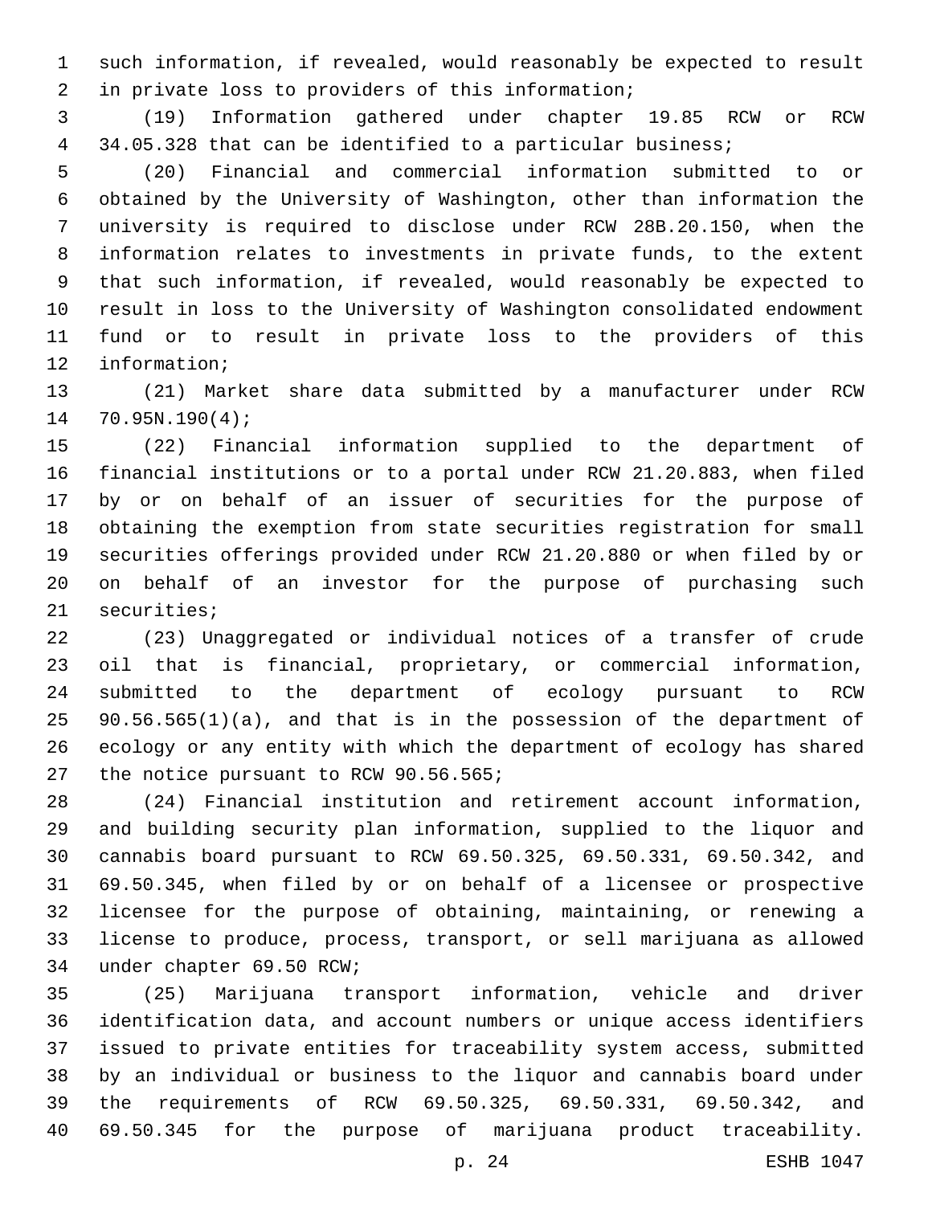such information, if revealed, would reasonably be expected to result in private loss to providers of this information;

(19) Information gathered under chapter 19.85 RCW or RCW 34.05.328 that can be identified to a particular business;

(20) Financial and commercial information submitted to or obtained by the University of Washington, other than information the university is required to disclose under RCW 28B.20.150, when the information relates to investments in private funds, to the extent that such information, if revealed, would reasonably be expected to result in loss to the University of Washington consolidated endowment fund or to result in private loss to the providers of this information;

(21) Market share data submitted by a manufacturer under RCW 70.95N.190(4);

(22) Financial information supplied to the department of financial institutions or to a portal under RCW 21.20.883, when filed by or on behalf of an issuer of securities for the purpose of obtaining the exemption from state securities registration for small securities offerings provided under RCW 21.20.880 or when filed by or on behalf of an investor for the purpose of purchasing such securities;

(23) Unaggregated or individual notices of a transfer of crude oil that is financial, proprietary, or commercial information, submitted to the department of ecology pursuant to RCW 90.56.565(1)(a), and that is in the possession of the department of ecology or any entity with which the department of ecology has shared the notice pursuant to RCW 90.56.565;

(24) Financial institution and retirement account information, and building security plan information, supplied to the liquor and cannabis board pursuant to RCW 69.50.325, 69.50.331, 69.50.342, and 69.50.345, when filed by or on behalf of a licensee or prospective licensee for the purpose of obtaining, maintaining, or renewing a license to produce, process, transport, or sell marijuana as allowed under chapter 69.50 RCW;

(25) Marijuana transport information, vehicle and driver identification data, and account numbers or unique access identifiers issued to private entities for traceability system access, submitted by an individual or business to the liquor and cannabis board under the requirements of RCW 69.50.325, 69.50.331, 69.50.342, and 69.50.345 for the purpose of marijuana product traceability.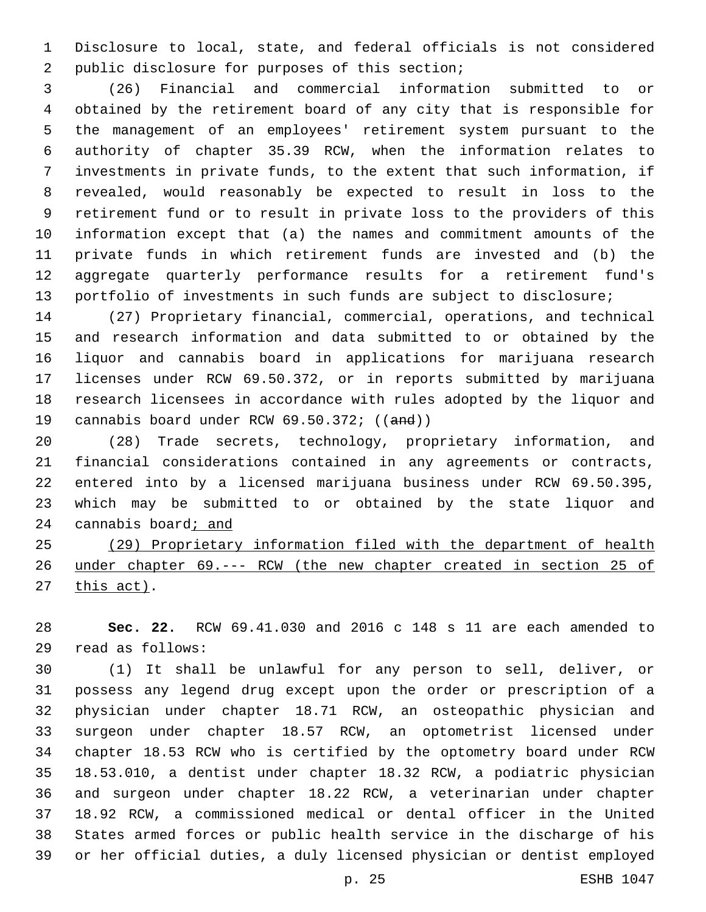Disclosure to local, state, and federal officials is not considered public disclosure for purposes of this section;

(26) Financial and commercial information submitted to or obtained by the retirement board of any city that is responsible for the management of an employees' retirement system pursuant to the authority of chapter 35.39 RCW, when the information relates to investments in private funds, to the extent that such information, if revealed, would reasonably be expected to result in loss to the retirement fund or to result in private loss to the providers of this information except that (a) the names and commitment amounts of the private funds in which retirement funds are invested and (b) the aggregate quarterly performance results for a retirement fund's portfolio of investments in such funds are subject to disclosure;

(27) Proprietary financial, commercial, operations, and technical and research information and data submitted to or obtained by the liquor and cannabis board in applications for marijuana research licenses under RCW 69.50.372, or in reports submitted by marijuana research licensees in accordance with rules adopted by the liquor and cannabis board under RCW 69.50.372; ((~~and~~))

(28) Trade secrets, technology, proprietary information, and financial considerations contained in any agreements or contracts, entered into by a licensed marijuana business under RCW 69.50.395, which may be submitted to or obtained by the state liquor and cannabis board<u>; and</u>

<u>(29) Proprietary information filed with the department of health under chapter 69.--- RCW (the new chapter created in section 25 of this act)</u>.

**Sec. 22.** RCW 69.41.030 and 2016 c 148 s 11 are each amended to read as follows:

(1) It shall be unlawful for any person to sell, deliver, or possess any legend drug except upon the order or prescription of a physician under chapter 18.71 RCW, an osteopathic physician and surgeon under chapter 18.57 RCW, an optometrist licensed under chapter 18.53 RCW who is certified by the optometry board under RCW 18.53.010, a dentist under chapter 18.32 RCW, a podiatric physician and surgeon under chapter 18.22 RCW, a veterinarian under chapter 18.92 RCW, a commissioned medical or dental officer in the United States armed forces or public health service in the discharge of his or her official duties, a duly licensed physician or dentist employed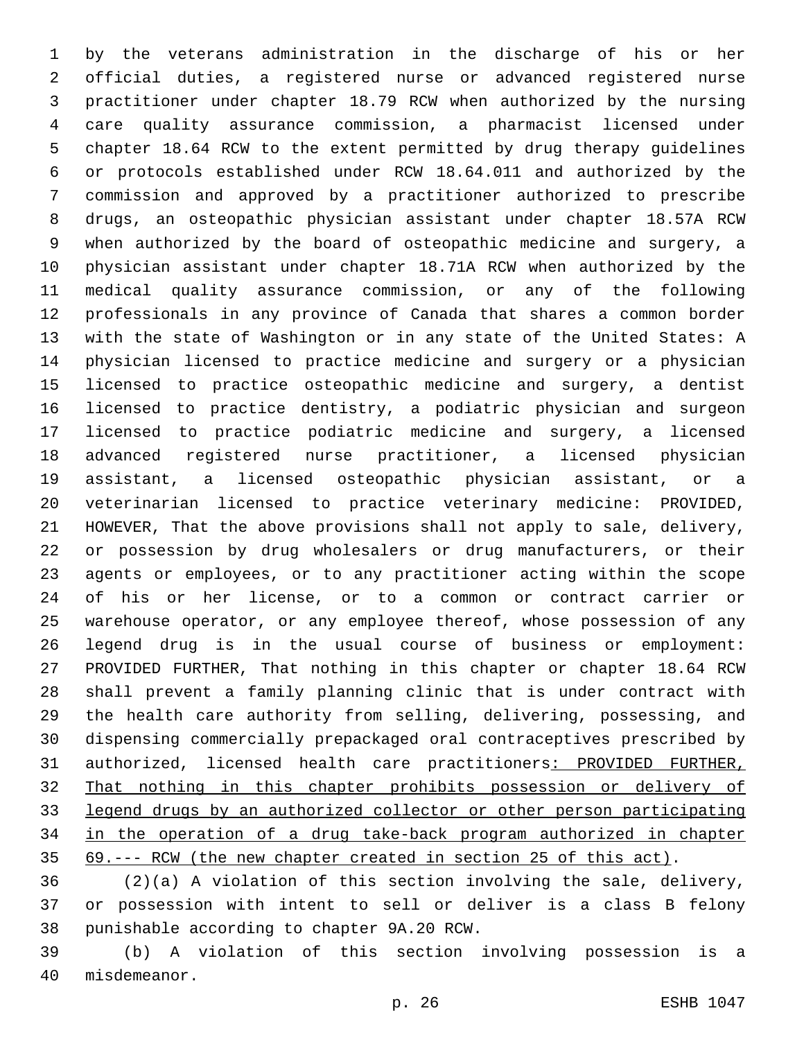by the veterans administration in the discharge of his or her official duties, a registered nurse or advanced registered nurse practitioner under chapter 18.79 RCW when authorized by the nursing care quality assurance commission, a pharmacist licensed under chapter 18.64 RCW to the extent permitted by drug therapy guidelines or protocols established under RCW 18.64.011 and authorized by the commission and approved by a practitioner authorized to prescribe drugs, an osteopathic physician assistant under chapter 18.57A RCW when authorized by the board of osteopathic medicine and surgery, a physician assistant under chapter 18.71A RCW when authorized by the medical quality assurance commission, or any of the following professionals in any province of Canada that shares a common border with the state of Washington or in any state of the United States: A physician licensed to practice medicine and surgery or a physician licensed to practice osteopathic medicine and surgery, a dentist licensed to practice dentistry, a podiatric physician and surgeon licensed to practice podiatric medicine and surgery, a licensed advanced registered nurse practitioner, a licensed physician assistant, a licensed osteopathic physician assistant, or a veterinarian licensed to practice veterinary medicine: PROVIDED, HOWEVER, That the above provisions shall not apply to sale, delivery, or possession by drug wholesalers or drug manufacturers, or their agents or employees, or to any practitioner acting within the scope of his or her license, or to a common or contract carrier or warehouse operator, or any employee thereof, whose possession of any legend drug is in the usual course of business or employment: PROVIDED FURTHER, That nothing in this chapter or chapter 18.64 RCW shall prevent a family planning clinic that is under contract with the health care authority from selling, delivering, possessing, and dispensing commercially prepackaged oral contraceptives prescribed by authorized, licensed health care practitioners: PROVIDED FURTHER, That nothing in this chapter prohibits possession or delivery of legend drugs by an authorized collector or other person participating in the operation of a drug take-back program authorized in chapter 69.--- RCW (the new chapter created in section 25 of this act).

(2)(a) A violation of this section involving the sale, delivery, or possession with intent to sell or deliver is a class B felony punishable according to chapter 9A.20 RCW.

(b) A violation of this section involving possession is a misdemeanor.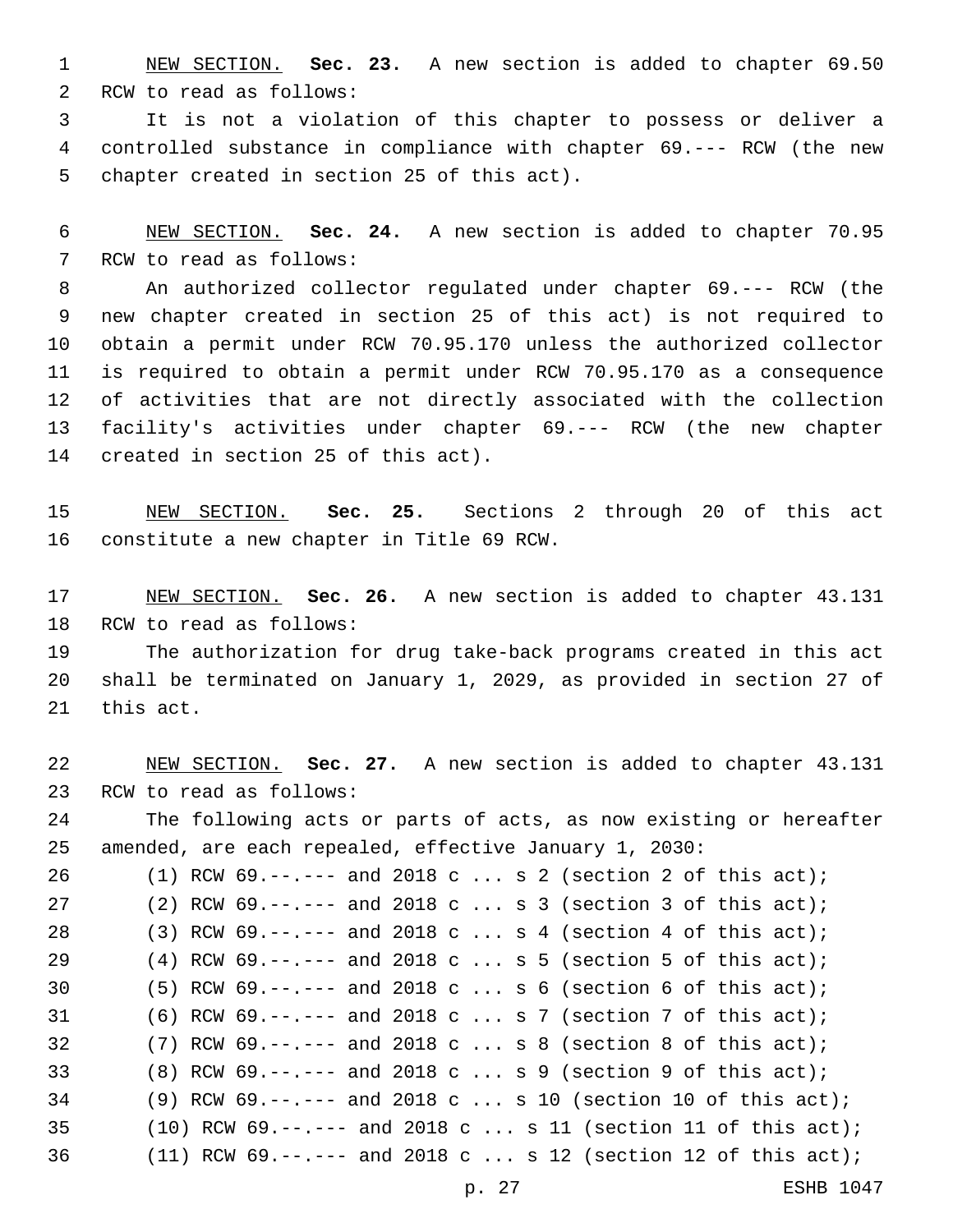NEW SECTION. **Sec. 23.** A new section is added to chapter 69.50 RCW to read as follows:

It is not a violation of this chapter to possess or deliver a controlled substance in compliance with chapter 69.--- RCW (the new chapter created in section 25 of this act).

NEW SECTION. **Sec. 24.** A new section is added to chapter 70.95 RCW to read as follows:

An authorized collector regulated under chapter 69.--- RCW (the new chapter created in section 25 of this act) is not required to obtain a permit under RCW 70.95.170 unless the authorized collector is required to obtain a permit under RCW 70.95.170 as a consequence of activities that are not directly associated with the collection facility's activities under chapter 69.--- RCW (the new chapter created in section 25 of this act).

NEW SECTION. **Sec. 25.** Sections 2 through 20 of this act constitute a new chapter in Title 69 RCW.

NEW SECTION. **Sec. 26.** A new section is added to chapter 43.131 RCW to read as follows:

The authorization for drug take-back programs created in this act shall be terminated on January 1, 2029, as provided in section 27 of this act.

NEW SECTION. **Sec. 27.** A new section is added to chapter 43.131 RCW to read as follows:

The following acts or parts of acts, as now existing or hereafter amended, are each repealed, effective January 1, 2030:

(1) RCW 69.--.--- and 2018 c ... s 2 (section 2 of this act);

(2) RCW 69.--.--- and 2018 c ... s 3 (section 3 of this act);

(3) RCW 69.--.--- and 2018 c ... s 4 (section 4 of this act);

(4) RCW 69.--.--- and 2018 c ... s 5 (section 5 of this act);

(5) RCW 69.--.--- and 2018 c ... s 6 (section 6 of this act);

(6) RCW 69.--.--- and 2018 c ... s 7 (section 7 of this act);

(7) RCW 69.--.--- and 2018 c ... s 8 (section 8 of this act);

(8) RCW 69.--.--- and 2018 c ... s 9 (section 9 of this act);

(9) RCW 69.--.--- and 2018 c ... s 10 (section 10 of this act);

(10) RCW 69.--.--- and 2018 c ... s 11 (section 11 of this act);

(11) RCW 69.--.--- and 2018 c ... s 12 (section 12 of this act);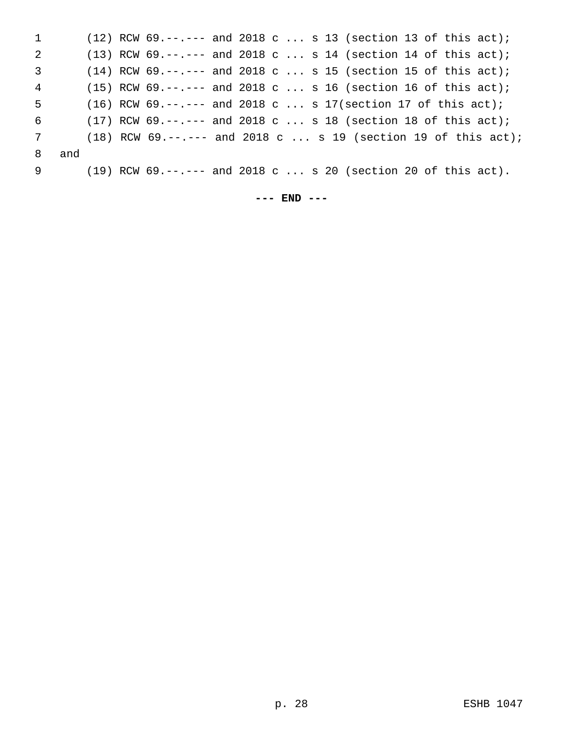(12) RCW 69.--.--- and 2018 c ... s 13 (section 13 of this act);

(13) RCW 69.--.--- and 2018 c ... s 14 (section 14 of this act);

(14) RCW 69.--.--- and 2018 c ... s 15 (section 15 of this act);

(15) RCW 69.--.--- and 2018 c ... s 16 (section 16 of this act);

(16) RCW 69.--.--- and 2018 c ... s 17(section 17 of this act);

(17) RCW 69.--.--- and 2018 c ... s 18 (section 18 of this act);

(18) RCW 69.--.--- and 2018 c ... s 19 (section 19 of this act); and

(19) RCW 69.--.--- and 2018 c ... s 20 (section 20 of this act).

**--- END ---**